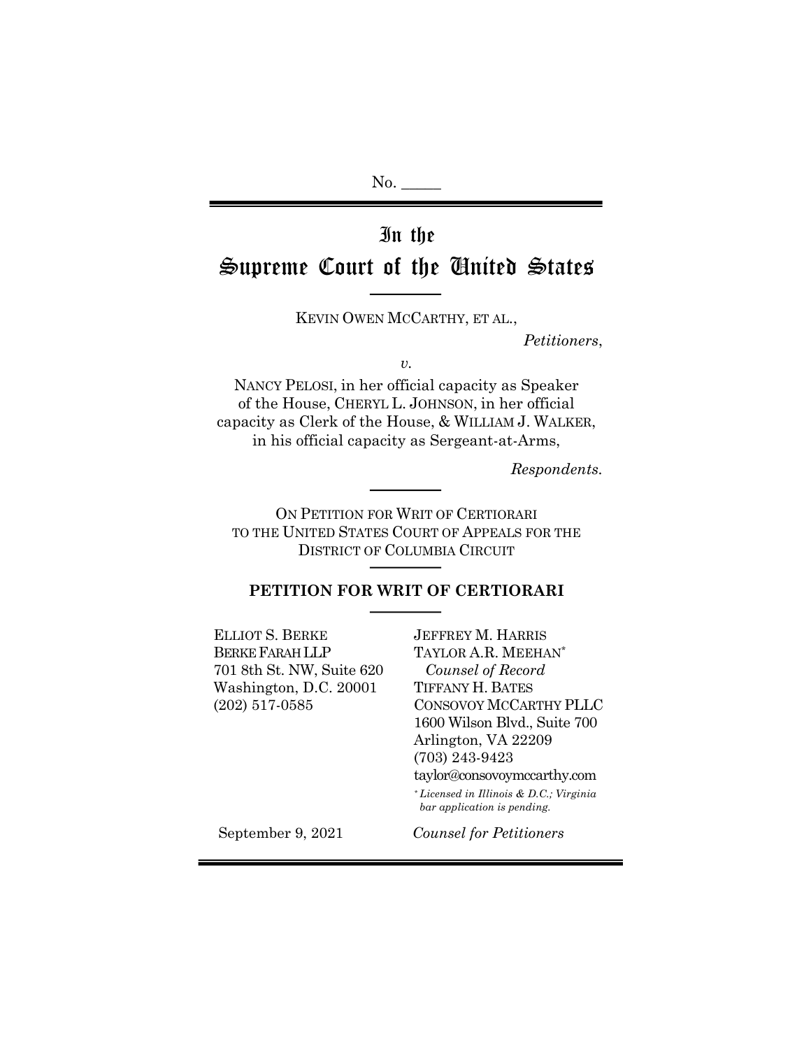No. _____

# In the Supreme Court of the United States

KEVIN OWEN MCCARTHY, ET AL.,

*Petitioners*,

*v.*

NANCY PELOSI, in her official capacity as Speaker of the House, CHERYL L. JOHNSON, in her official capacity as Clerk of the House, & WILLIAM J. WALKER, in his official capacity as Sergeant-at-Arms,

*Respondents.*

ON PETITION FOR WRIT OF CERTIORARI TO THE UNITED STATES COURT OF APPEALS FOR THE DISTRICT OF COLUMBIA CIRCUIT

## PETITION FOR WRIT OF CERTIORARI

ELLIOT S. BERKE
BERKE FARAH LLP
701 8th St. NW, Suite 620
Washington, D.C. 20001
(202) 517-0585

JEFFREY M. HARRIS
TAYLOR A.R. MEEHAN*
*Counsel of Record*
TIFFANY H. BATES
CONSOVOY MCCARTHY PLLC
1600 Wilson Blvd., Suite 700
Arlington, VA 22209
(703) 243-9423
taylor@consovoymccarthy.com

*\* Licensed in Illinois & D.C.; Virginia bar application is pending.*

September 9, 2021

*Counsel for Petitioners*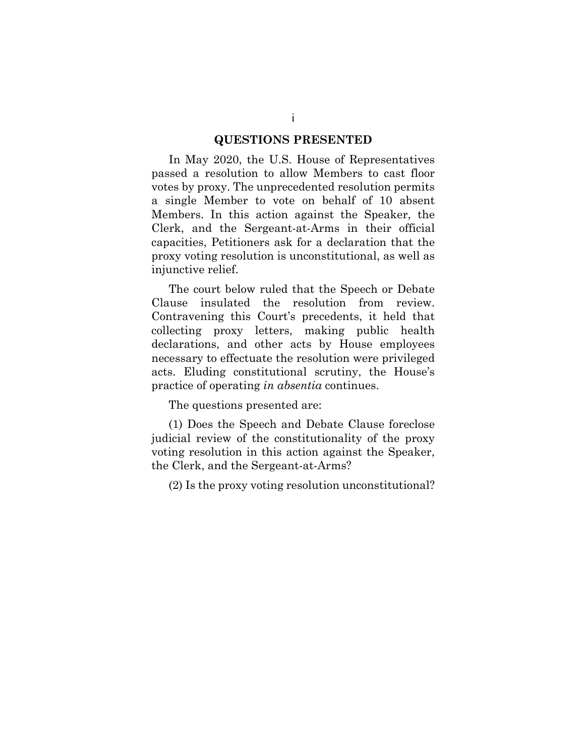## QUESTIONS PRESENTED

In May 2020, the U.S. House of Representatives passed a resolution to allow Members to cast floor votes by proxy. The unprecedented resolution permits a single Member to vote on behalf of 10 absent Members. In this action against the Speaker, the Clerk, and the Sergeant-at-Arms in their official capacities, Petitioners ask for a declaration that the proxy voting resolution is unconstitutional, as well as injunctive relief.

The court below ruled that the Speech or Debate Clause insulated the resolution from review. Contravening this Court's precedents, it held that collecting proxy letters, making public health declarations, and other acts by House employees necessary to effectuate the resolution were privileged acts. Eluding constitutional scrutiny, the House's practice of operating *in absentia* continues.

The questions presented are:

(1) Does the Speech and Debate Clause foreclose judicial review of the constitutionality of the proxy voting resolution in this action against the Speaker, the Clerk, and the Sergeant-at-Arms?

(2) Is the proxy voting resolution unconstitutional?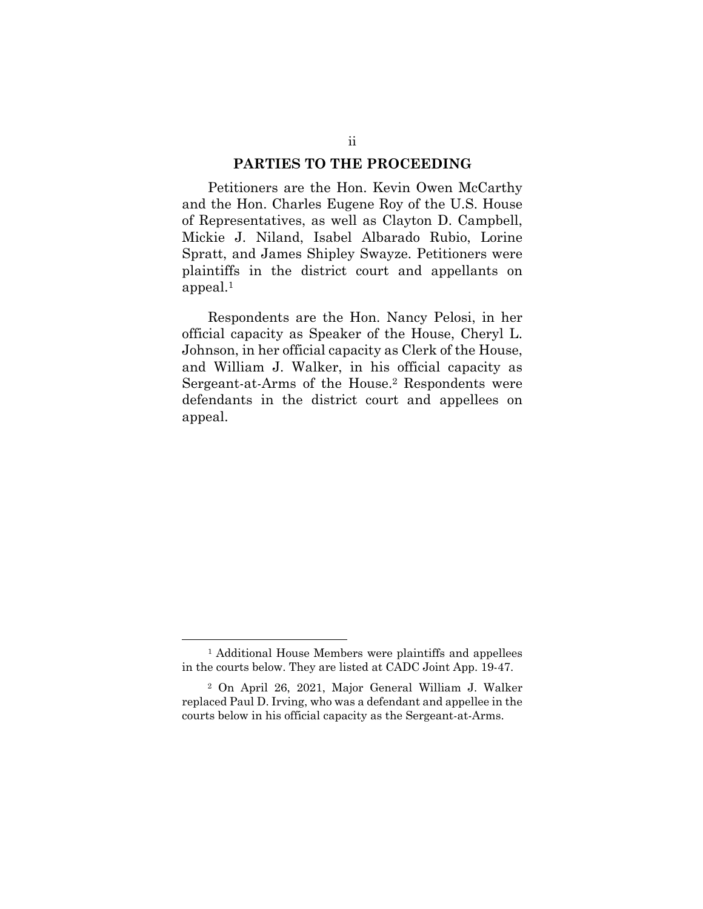## PARTIES TO THE PROCEEDING

Petitioners are the Hon. Kevin Owen McCarthy and the Hon. Charles Eugene Roy of the U.S. House of Representatives, as well as Clayton D. Campbell, Mickie J. Niland, Isabel Albarado Rubio, Lorine Spratt, and James Shipley Swayze. Petitioners were plaintiffs in the district court and appellants on appeal.[1]

Respondents are the Hon. Nancy Pelosi, in her official capacity as Speaker of the House, Cheryl L. Johnson, in her official capacity as Clerk of the House, and William J. Walker, in his official capacity as Sergeant-at-Arms of the House.[2] Respondents were defendants in the district court and appellees on appeal.

---

[1] Additional House Members were plaintiffs and appellees in the courts below. They are listed at CADC Joint App. 19-47.

[2] On April 26, 2021, Major General William J. Walker replaced Paul D. Irving, who was a defendant and appellee in the courts below in his official capacity as the Sergeant-at-Arms.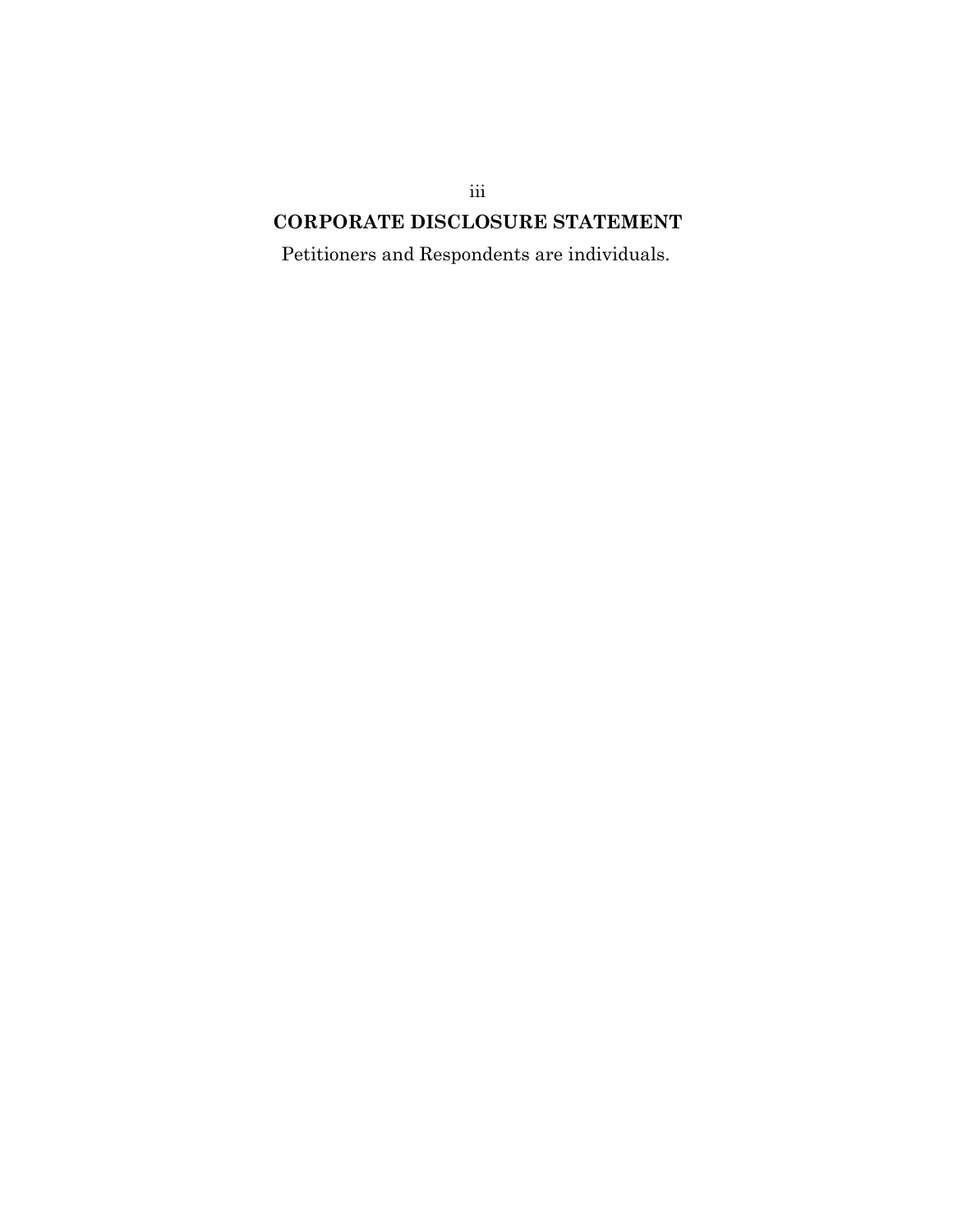## CORPORATE DISCLOSURE STATEMENT

Petitioners and Respondents are individuals.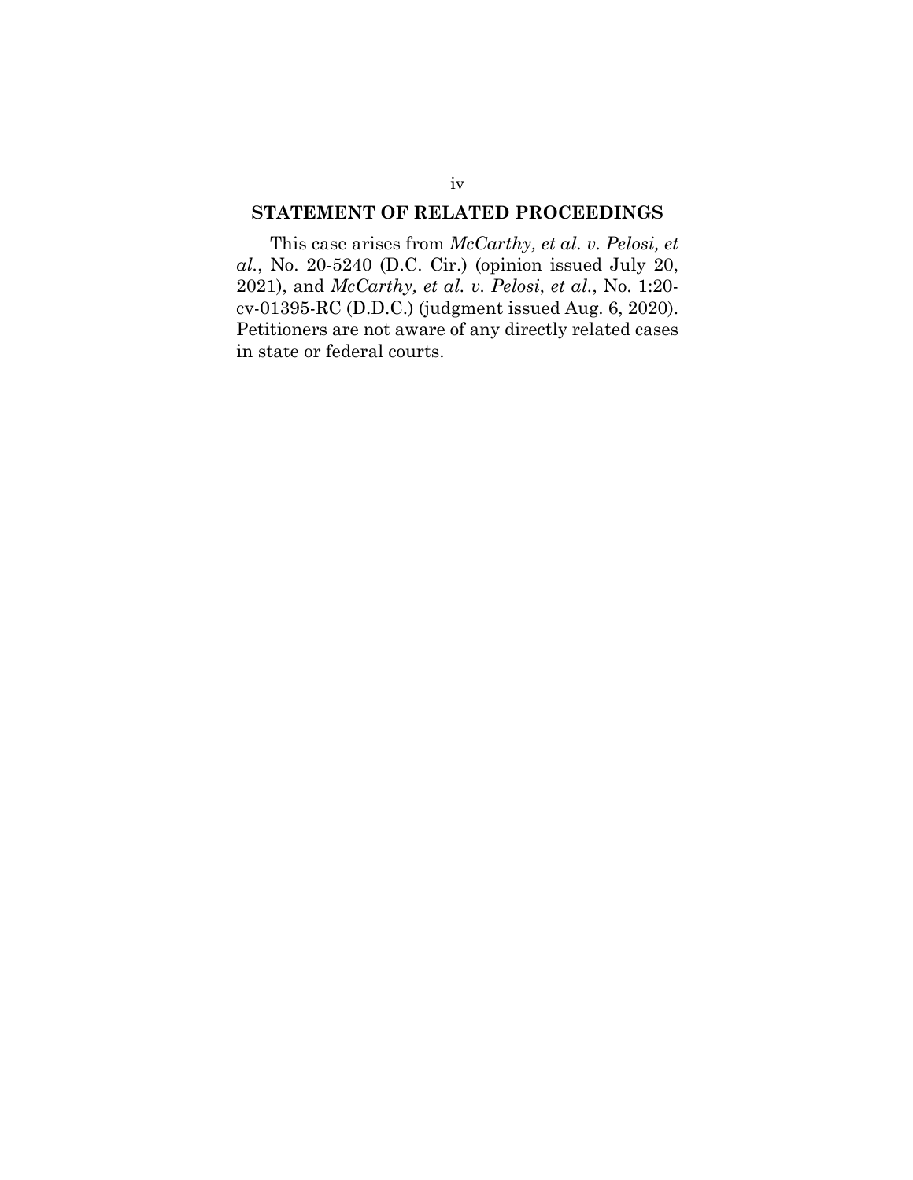## STATEMENT OF RELATED PROCEEDINGS

This case arises from *McCarthy, et al. v. Pelosi, et al.*, No. 20-5240 (D.C. Cir.) (opinion issued July 20, 2021), and *McCarthy, et al. v. Pelosi*, *et al.*, No. 1:20-cv-01395-RC (D.D.C.) (judgment issued Aug. 6, 2020). Petitioners are not aware of any directly related cases in state or federal courts.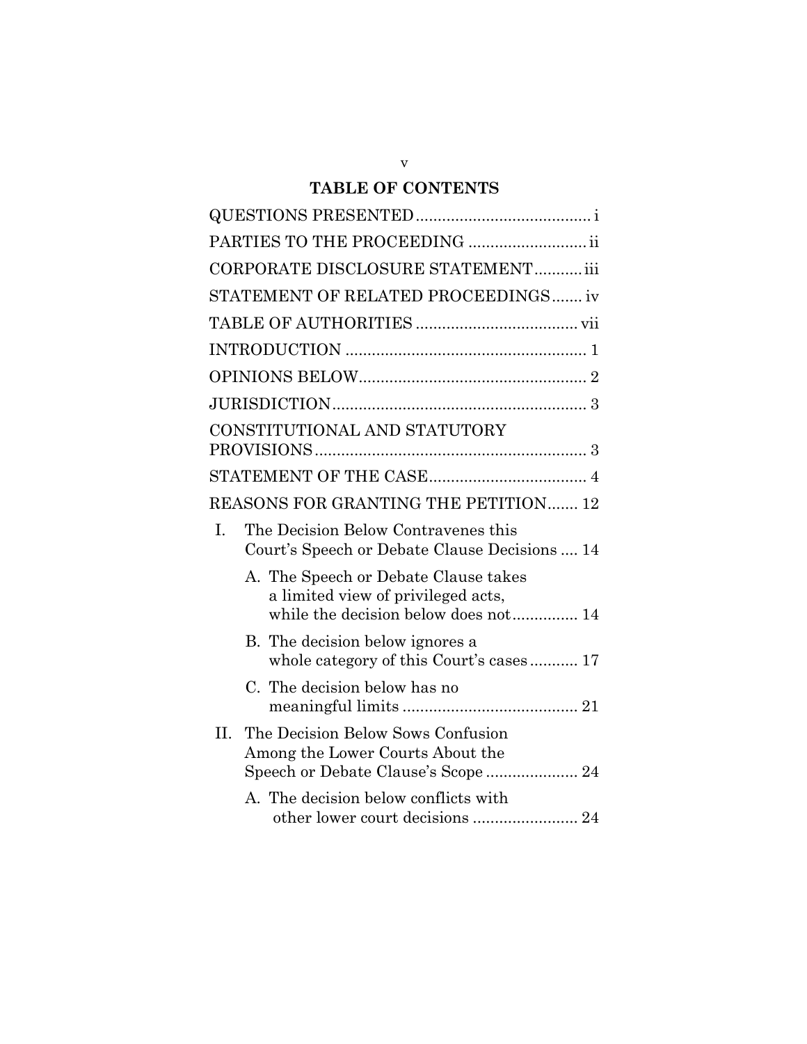# TABLE OF CONTENTS

QUESTIONS PRESENTED ........................................ i

PARTIES TO THE PROCEEDING ........................... ii

CORPORATE DISCLOSURE STATEMENT ........... iii

STATEMENT OF RELATED PROCEEDINGS ....... iv

TABLE OF AUTHORITIES ..................................... vii

INTRODUCTION ....................................................... 1

OPINIONS BELOW .................................................... 2

JURISDICTION .......................................................... 3

CONSTITUTIONAL AND STATUTORY PROVISIONS ............................................................... 3

STATEMENT OF THE CASE .................................... 4

REASONS FOR GRANTING THE PETITION ....... 12

- I. The Decision Below Contravenes this Court's Speech or Debate Clause Decisions .... 14
  - A. The Speech or Debate Clause takes a limited view of privileged acts, while the decision below does not ............... 14
  - B. The decision below ignores a whole category of this Court's cases ........... 17
  - C. The decision below has no meaningful limits ........................................ 21
- II. The Decision Below Sows Confusion Among the Lower Courts About the Speech or Debate Clause's Scope ..................... 24
  - A. The decision below conflicts with other lower court decisions ........................ 24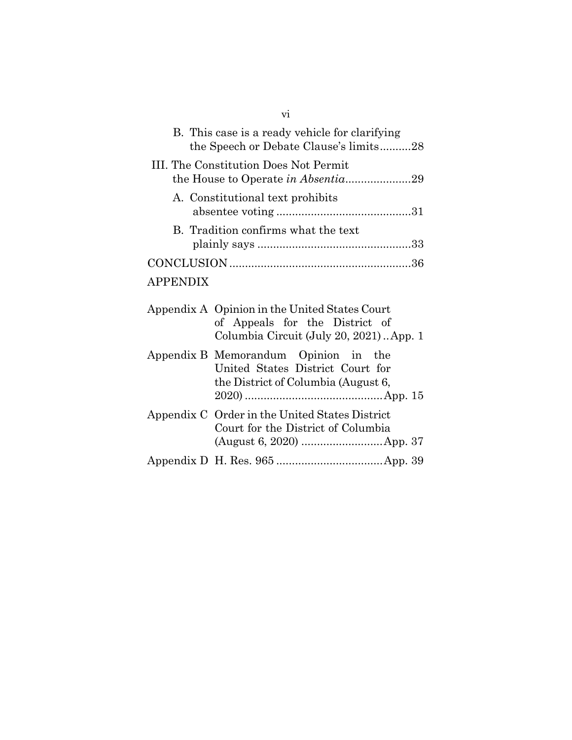B. This case is a ready vehicle for clarifying the Speech or Debate Clause's limits..........28

III. The Constitution Does Not Permit the House to Operate *in Absentia*.....................29

A. Constitutional text prohibits absentee voting ..........................................31

B. Tradition confirms what the text plainly says ................................................33

CONCLUSION ..........................................................36

APPENDIX

| | |
|---|---|
| Appendix A | Opinion in the United States Court of Appeals for the District of Columbia Circuit (July 20, 2021) .. App. 1 |
| Appendix B | Memorandum Opinion in the United States District Court for the District of Columbia (August 6, 2020) ........................................... App. 15 |
| Appendix C | Order in the United States District Court for the District of Columbia (August 6, 2020) .......................... App. 37 |
| Appendix D | H. Res. 965 .................................. App. 39 |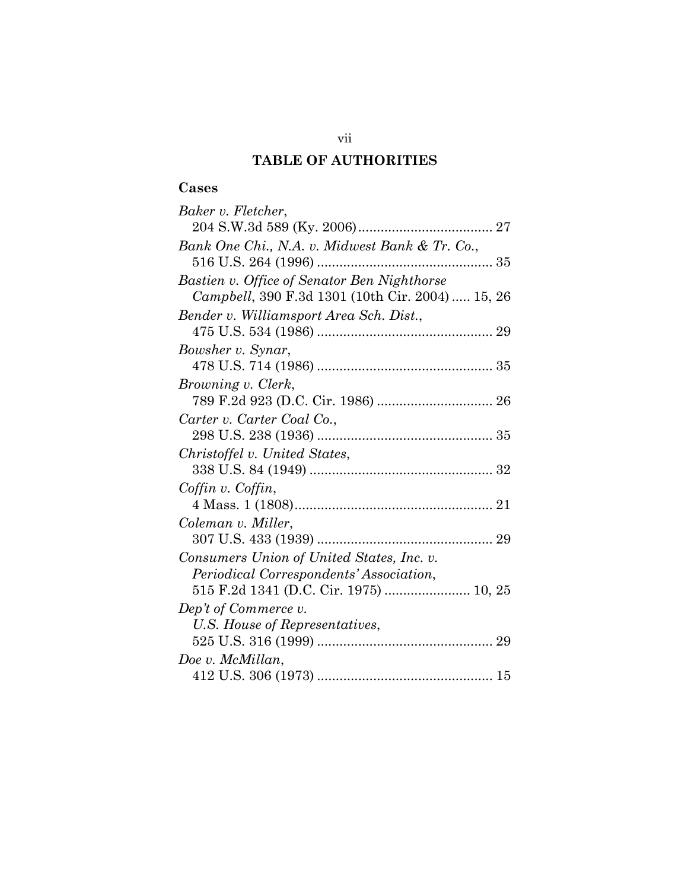# TABLE OF AUTHORITIES

## Cases

*Baker v. Fletcher*,
204 S.W.3d 589 (Ky. 2006) .................................... 27

*Bank One Chi., N.A. v. Midwest Bank & Tr. Co.*,
516 U.S. 264 (1996) ............................................... 35

*Bastien v. Office of Senator Ben Nighthorse Campbell*, 390 F.3d 1301 (10th Cir. 2004) ..... 15, 26

*Bender v. Williamsport Area Sch. Dist.*,
475 U.S. 534 (1986) ............................................... 29

*Bowsher v. Synar*,
478 U.S. 714 (1986) ............................................... 35

*Browning v. Clerk*,
789 F.2d 923 (D.C. Cir. 1986) ............................... 26

*Carter v. Carter Coal Co.*,
298 U.S. 238 (1936) ............................................... 35

*Christoffel v. United States*,
338 U.S. 84 (1949) ................................................. 32

*Coffin v. Coffin*,
4 Mass. 1 (1808)..................................................... 21

*Coleman v. Miller*,
307 U.S. 433 (1939) ............................................... 29

*Consumers Union of United States, Inc. v. Periodical Correspondents' Association*,
515 F.2d 1341 (D.C. Cir. 1975) ....................... 10, 25

*Dep't of Commerce v. U.S. House of Representatives*,
525 U.S. 316 (1999) ............................................... 29

*Doe v. McMillan*,
412 U.S. 306 (1973) ............................................... 15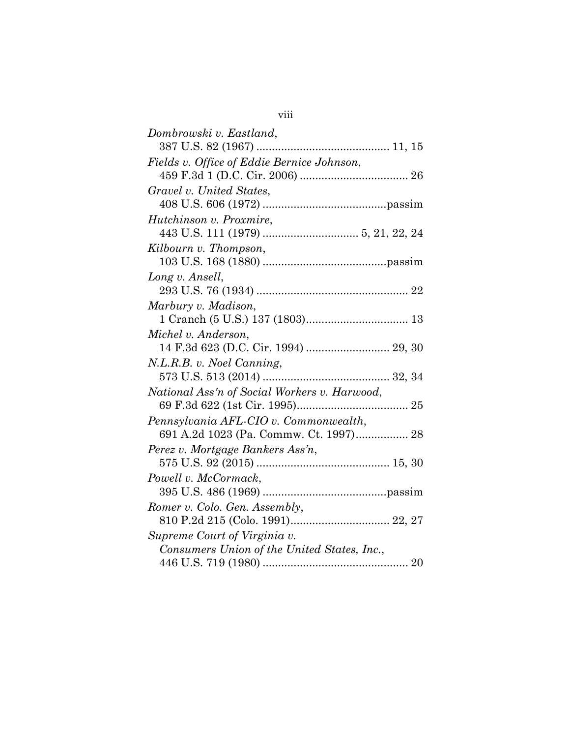*Dombrowski v. Eastland*,
387 U.S. 82 (1967) .......................................... 11, 15

*Fields v. Office of Eddie Bernice Johnson*,
459 F.3d 1 (D.C. Cir. 2006) .................................. 26

*Gravel v. United States*,
408 U.S. 606 (1972) ........................................passim

*Hutchinson v. Proxmire*,
443 U.S. 111 (1979) .............................. 5, 21, 22, 24

*Kilbourn v. Thompson*,
103 U.S. 168 (1880) ........................................passim

*Long v. Ansell*,
293 U.S. 76 (1934) ................................................ 22

*Marbury v. Madison*,
1 Cranch (5 U.S.) 137 (1803)................................. 13

*Michel v. Anderson*,
14 F.3d 623 (D.C. Cir. 1994) ........................... 29, 30

*N.L.R.B. v. Noel Canning*,
573 U.S. 513 (2014) ......................................... 32, 34

*National Ass'n of Social Workers v. Harwood*,
69 F.3d 622 (1st Cir. 1995).................................... 25

*Pennsylvania AFL-CIO v. Commonwealth*,
691 A.2d 1023 (Pa. Commw. Ct. 1997)................. 28

*Perez v. Mortgage Bankers Ass'n*,
575 U.S. 92 (2015) ........................................... 15, 30

*Powell v. McCormack*,
395 U.S. 486 (1969) ........................................passim

*Romer v. Colo. Gen. Assembly*,
810 P.2d 215 (Colo. 1991)................................ 22, 27

*Supreme Court of Virginia v. Consumers Union of the United States, Inc.*,
446 U.S. 719 (1980) ............................................... 20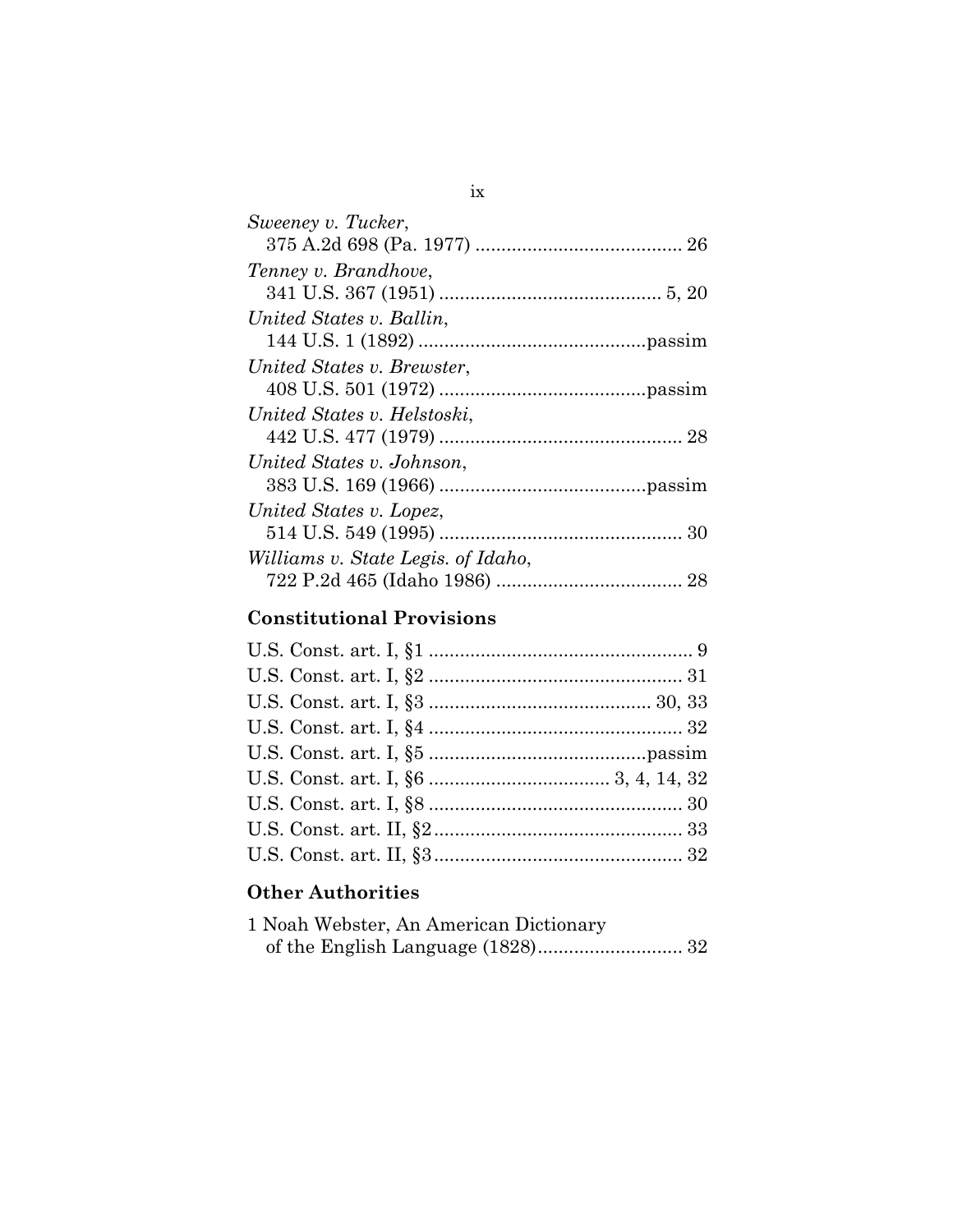*Sweeney v. Tucker*,
375 A.2d 698 (Pa. 1977) ........................................ 26

*Tenney v. Brandhove*,
341 U.S. 367 (1951) ........................................... 5, 20

*United States v. Ballin*,
144 U.S. 1 (1892) ............................................passim

*United States v. Brewster*,
408 U.S. 501 (1972) ........................................passim

*United States v. Helstoski*,
442 U.S. 477 (1979) ............................................... 28

*United States v. Johnson*,
383 U.S. 169 (1966) ........................................passim

*United States v. Lopez*,
514 U.S. 549 (1995) ............................................... 30

*Williams v. State Legis. of Idaho*,
722 P.2d 465 (Idaho 1986) .................................... 28

## Constitutional Provisions

U.S. Const. art. I, §1 ................................................... 9

U.S. Const. art. I, §2 ................................................. 31

U.S. Const. art. I, §3 ........................................... 30, 33

U.S. Const. art. I, §4 ................................................. 32

U.S. Const. art. I, §5 ..........................................passim

U.S. Const. art. I, §6 ................................... 3, 4, 14, 32

U.S. Const. art. I, §8 ................................................. 30

U.S. Const. art. II, §2 ................................................ 33

U.S. Const. art. II, §3 ................................................ 32

## Other Authorities

1 Noah Webster, An American Dictionary
of the English Language (1828)............................ 32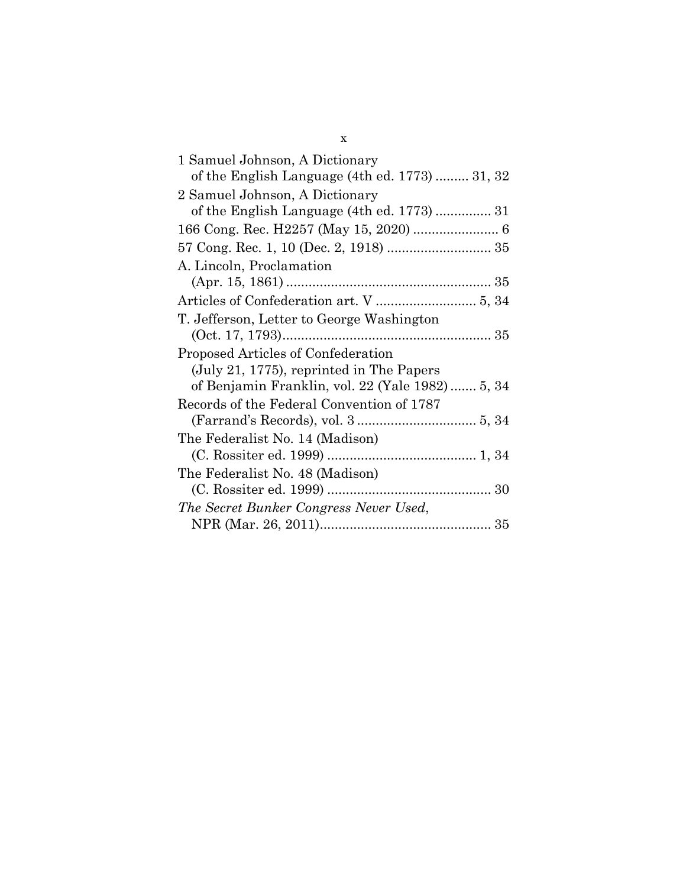1 Samuel Johnson, A Dictionary
of the English Language (4th ed. 1773) ......... 31, 32

2 Samuel Johnson, A Dictionary
of the English Language (4th ed. 1773) ............... 31

166 Cong. Rec. H2257 (May 15, 2020) ....................... 6

57 Cong. Rec. 1, 10 (Dec. 2, 1918) ............................ 35

A. Lincoln, Proclamation
(Apr. 15, 1861) ....................................................... 35

Articles of Confederation art. V ........................... 5, 34

T. Jefferson, Letter to George Washington
(Oct. 17, 1793)........................................................ 35

Proposed Articles of Confederation
(July 21, 1775), reprinted in The Papers
of Benjamin Franklin, vol. 22 (Yale 1982) ....... 5, 34

Records of the Federal Convention of 1787
(Farrand's Records), vol. 3 ................................ 5, 34

The Federalist No. 14 (Madison)
(C. Rossiter ed. 1999) ........................................ 1, 34

The Federalist No. 48 (Madison)
(C. Rossiter ed. 1999) ............................................ 30

*The Secret Bunker Congress Never Used*,
NPR (Mar. 26, 2011).............................................. 35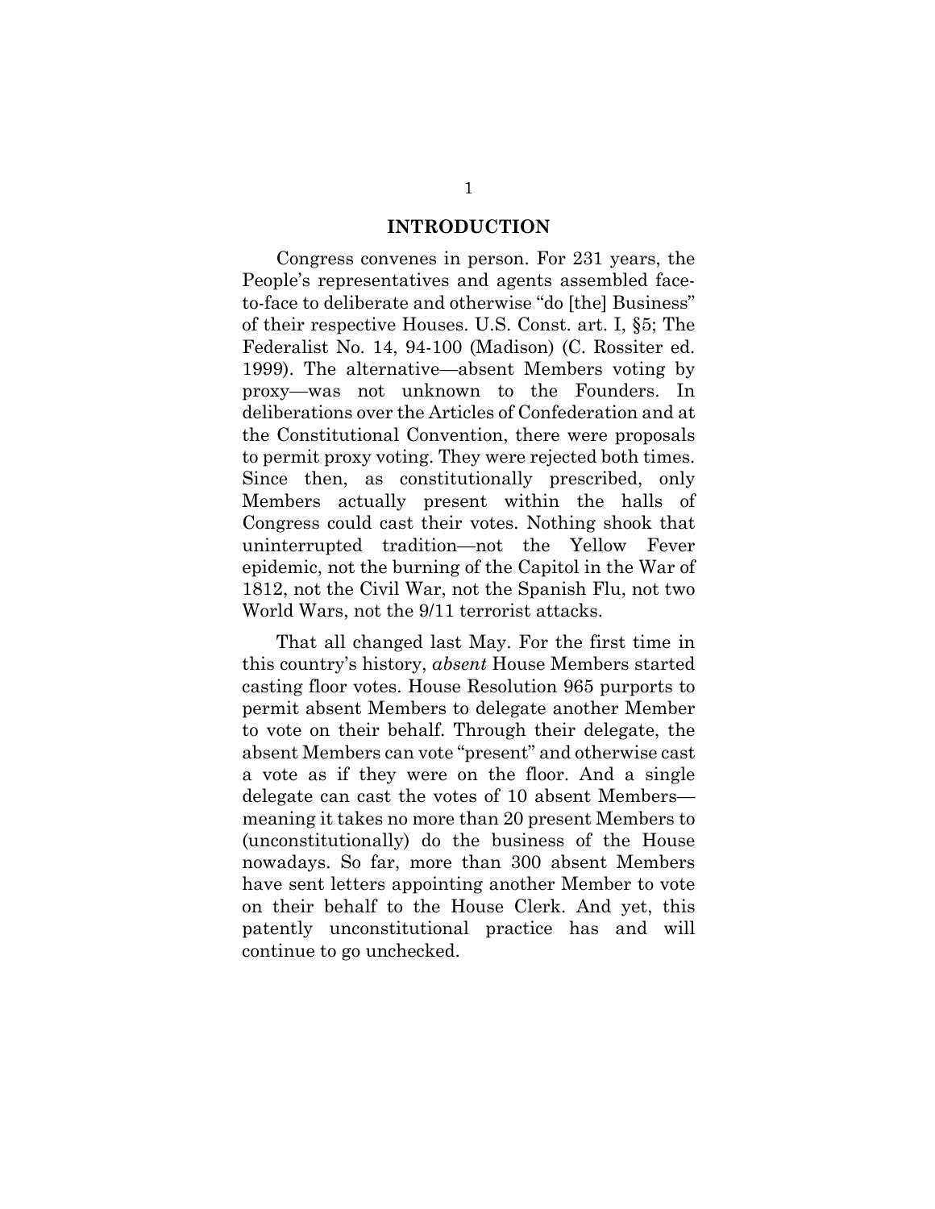## INTRODUCTION

Congress convenes in person. For 231 years, the People's representatives and agents assembled face-to-face to deliberate and otherwise "do [the] Business" of their respective Houses. U.S. Const. art. I, §5; The Federalist No. 14, 94-100 (Madison) (C. Rossiter ed. 1999). The alternative—absent Members voting by proxy—was not unknown to the Founders. In deliberations over the Articles of Confederation and at the Constitutional Convention, there were proposals to permit proxy voting. They were rejected both times. Since then, as constitutionally prescribed, only Members actually present within the halls of Congress could cast their votes. Nothing shook that uninterrupted tradition—not the Yellow Fever epidemic, not the burning of the Capitol in the War of 1812, not the Civil War, not the Spanish Flu, not two World Wars, not the 9/11 terrorist attacks.

That all changed last May. For the first time in this country's history, *absent* House Members started casting floor votes. House Resolution 965 purports to permit absent Members to delegate another Member to vote on their behalf. Through their delegate, the absent Members can vote "present" and otherwise cast a vote as if they were on the floor. And a single delegate can cast the votes of 10 absent Members—meaning it takes no more than 20 present Members to (unconstitutionally) do the business of the House nowadays. So far, more than 300 absent Members have sent letters appointing another Member to vote on their behalf to the House Clerk. And yet, this patently unconstitutional practice has and will continue to go unchecked.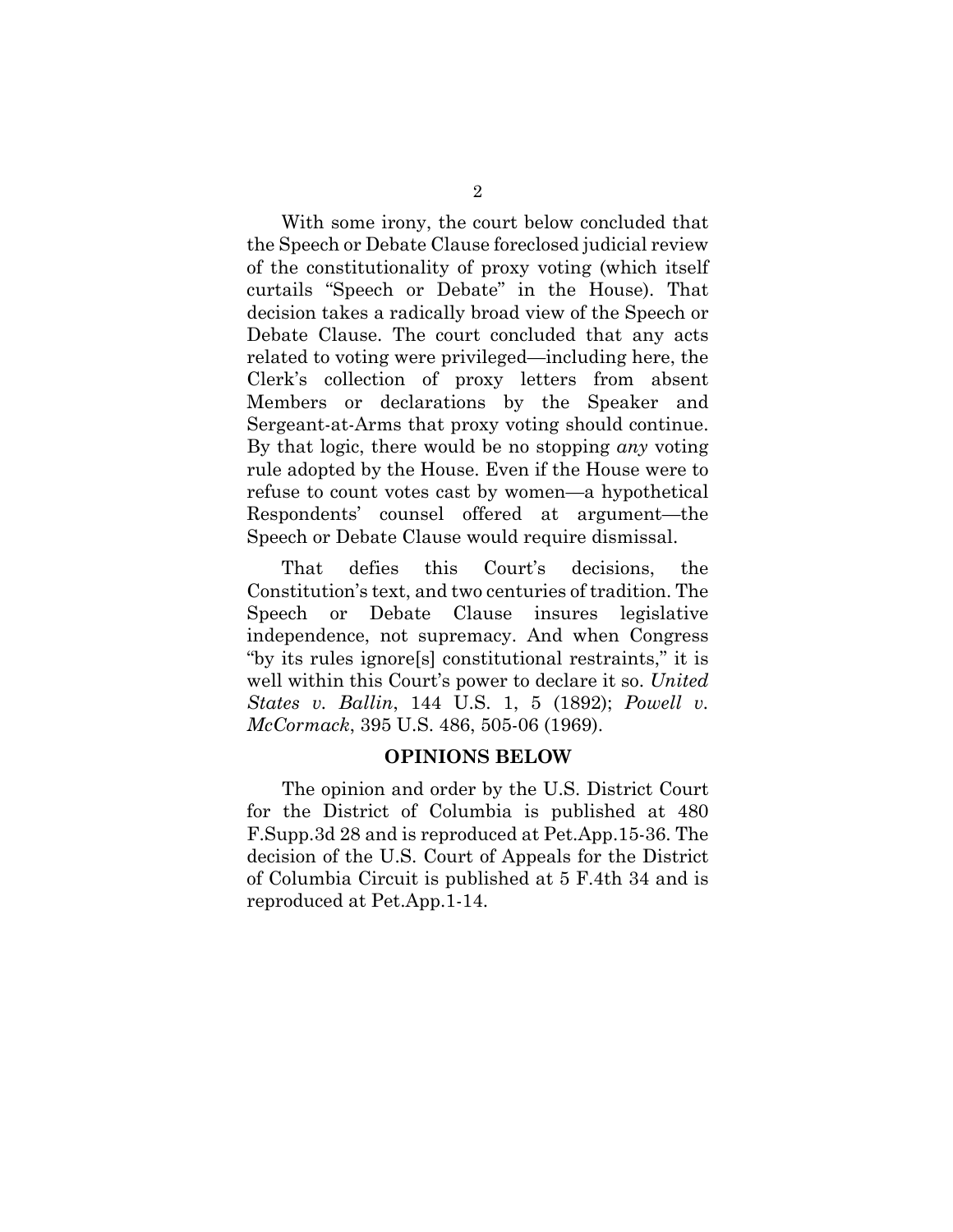With some irony, the court below concluded that the Speech or Debate Clause foreclosed judicial review of the constitutionality of proxy voting (which itself curtails "Speech or Debate" in the House). That decision takes a radically broad view of the Speech or Debate Clause. The court concluded that any acts related to voting were privileged—including here, the Clerk's collection of proxy letters from absent Members or declarations by the Speaker and Sergeant-at-Arms that proxy voting should continue. By that logic, there would be no stopping *any* voting rule adopted by the House. Even if the House were to refuse to count votes cast by women—a hypothetical Respondents' counsel offered at argument—the Speech or Debate Clause would require dismissal.

That defies this Court's decisions, the Constitution's text, and two centuries of tradition. The Speech or Debate Clause insures legislative independence, not supremacy. And when Congress "by its rules ignore[s] constitutional restraints," it is well within this Court's power to declare it so. *United States v. Ballin*, 144 U.S. 1, 5 (1892); *Powell v. McCormack*, 395 U.S. 486, 505-06 (1969).

## OPINIONS BELOW

The opinion and order by the U.S. District Court for the District of Columbia is published at 480 F.Supp.3d 28 and is reproduced at Pet.App.15-36. The decision of the U.S. Court of Appeals for the District of Columbia Circuit is published at 5 F.4th 34 and is reproduced at Pet.App.1-14.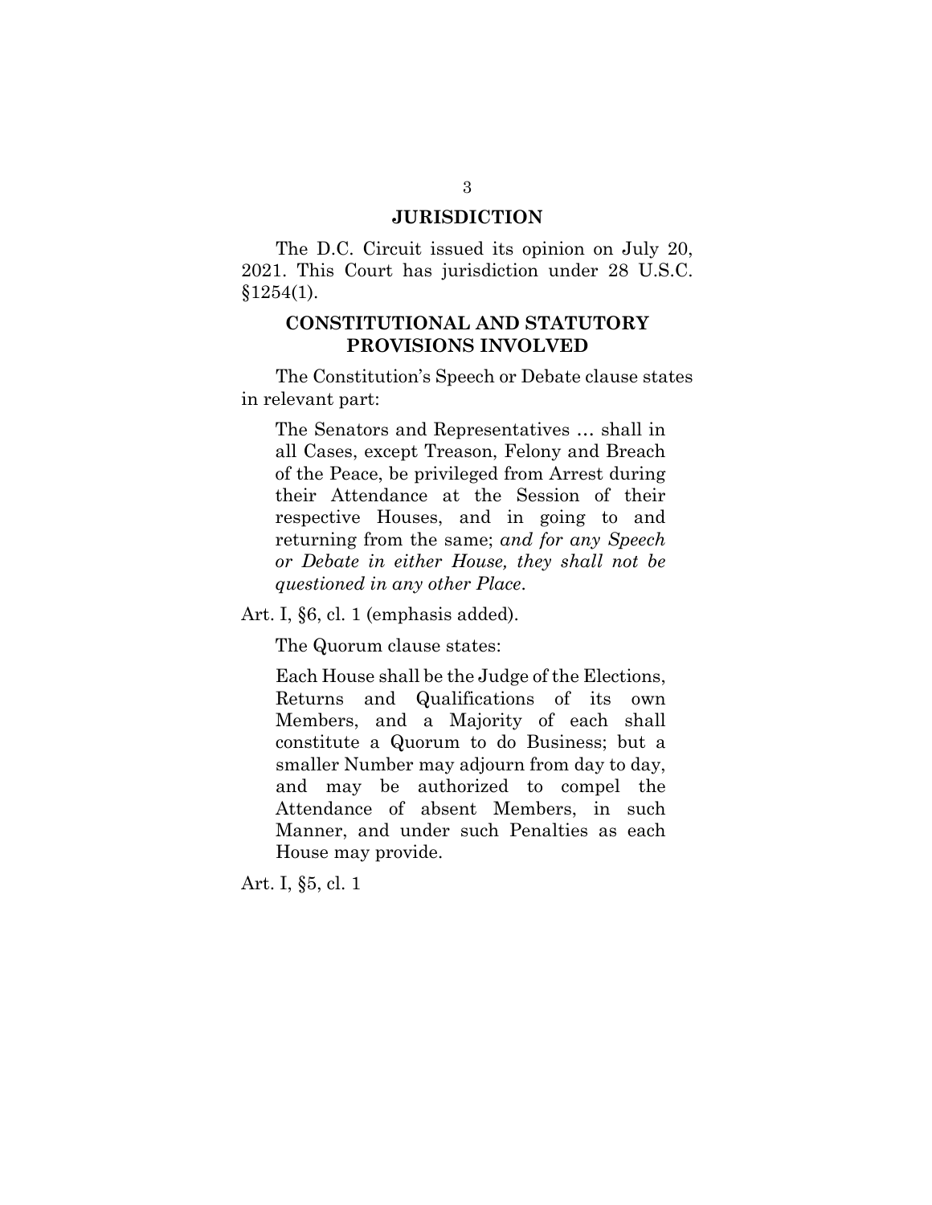## JURISDICTION

The D.C. Circuit issued its opinion on July 20, 2021. This Court has jurisdiction under 28 U.S.C. §1254(1).

## CONSTITUTIONAL AND STATUTORY PROVISIONS INVOLVED

The Constitution's Speech or Debate clause states in relevant part:

> The Senators and Representatives … shall in all Cases, except Treason, Felony and Breach of the Peace, be privileged from Arrest during their Attendance at the Session of their respective Houses, and in going to and returning from the same; *and for any Speech or Debate in either House, they shall not be questioned in any other Place*.

Art. I, §6, cl. 1 (emphasis added).

The Quorum clause states:

> Each House shall be the Judge of the Elections, Returns and Qualifications of its own Members, and a Majority of each shall constitute a Quorum to do Business; but a smaller Number may adjourn from day to day, and may be authorized to compel the Attendance of absent Members, in such Manner, and under such Penalties as each House may provide.

Art. I, §5, cl. 1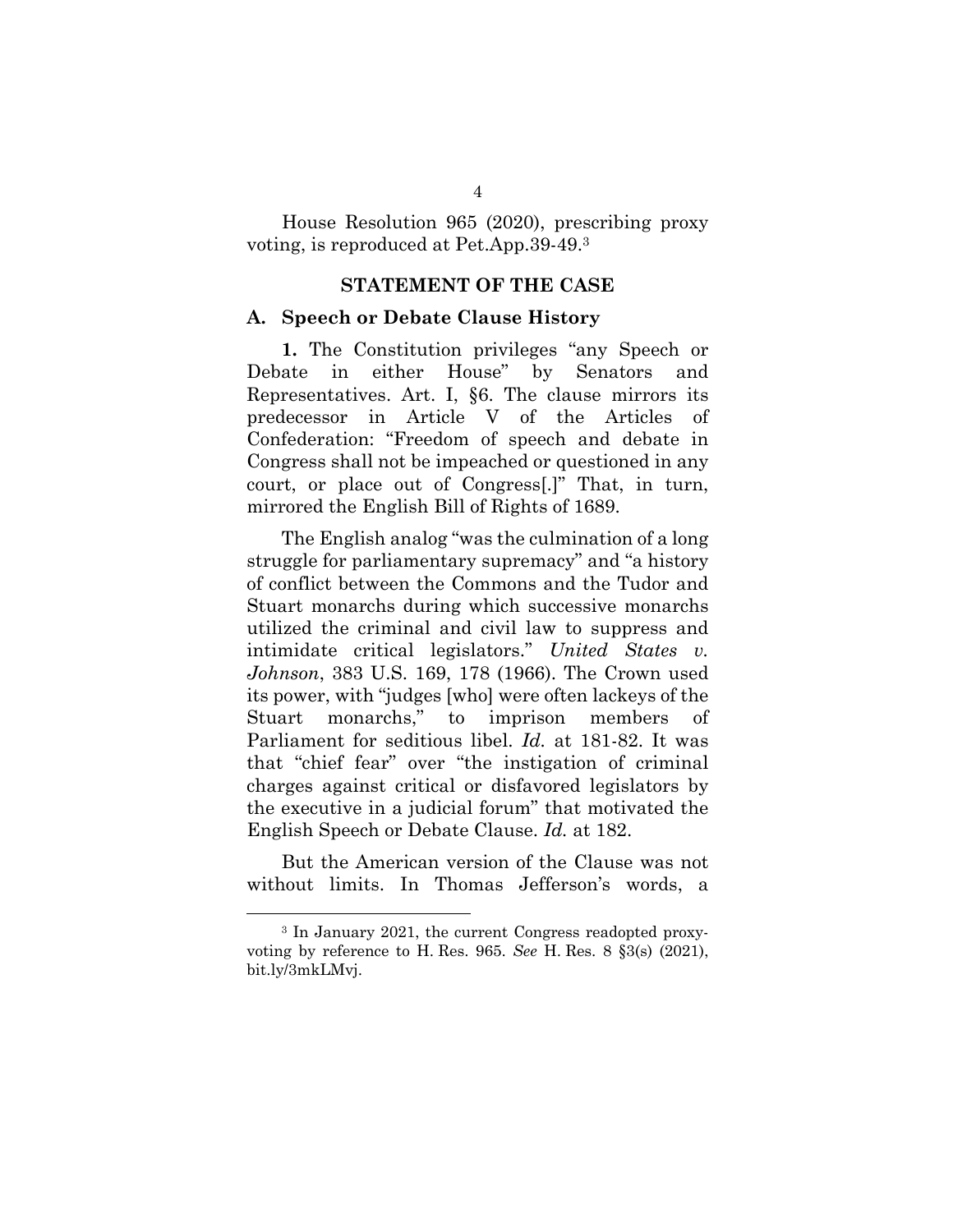House Resolution 965 (2020), prescribing proxy voting, is reproduced at Pet.App.39-49.[3]

## STATEMENT OF THE CASE

### A. Speech or Debate Clause History

**1.** The Constitution privileges "any Speech or Debate in either House" by Senators and Representatives. Art. I, §6. The clause mirrors its predecessor in Article V of the Articles of Confederation: "Freedom of speech and debate in Congress shall not be impeached or questioned in any court, or place out of Congress[.]" That, in turn, mirrored the English Bill of Rights of 1689.

The English analog "was the culmination of a long struggle for parliamentary supremacy" and "a history of conflict between the Commons and the Tudor and Stuart monarchs during which successive monarchs utilized the criminal and civil law to suppress and intimidate critical legislators." *United States v. Johnson*, 383 U.S. 169, 178 (1966). The Crown used its power, with "judges [who] were often lackeys of the Stuart monarchs," to imprison members of Parliament for seditious libel. *Id.* at 181-82. It was that "chief fear" over "the instigation of criminal charges against critical or disfavored legislators by the executive in a judicial forum" that motivated the English Speech or Debate Clause. *Id.* at 182.

But the American version of the Clause was not without limits. In Thomas Jefferson's words, a

---

[3] In January 2021, the current Congress readopted proxy-voting by reference to H. Res. 965. *See* H. Res. 8 §3(s) (2021), bit.ly/3mkLMvj.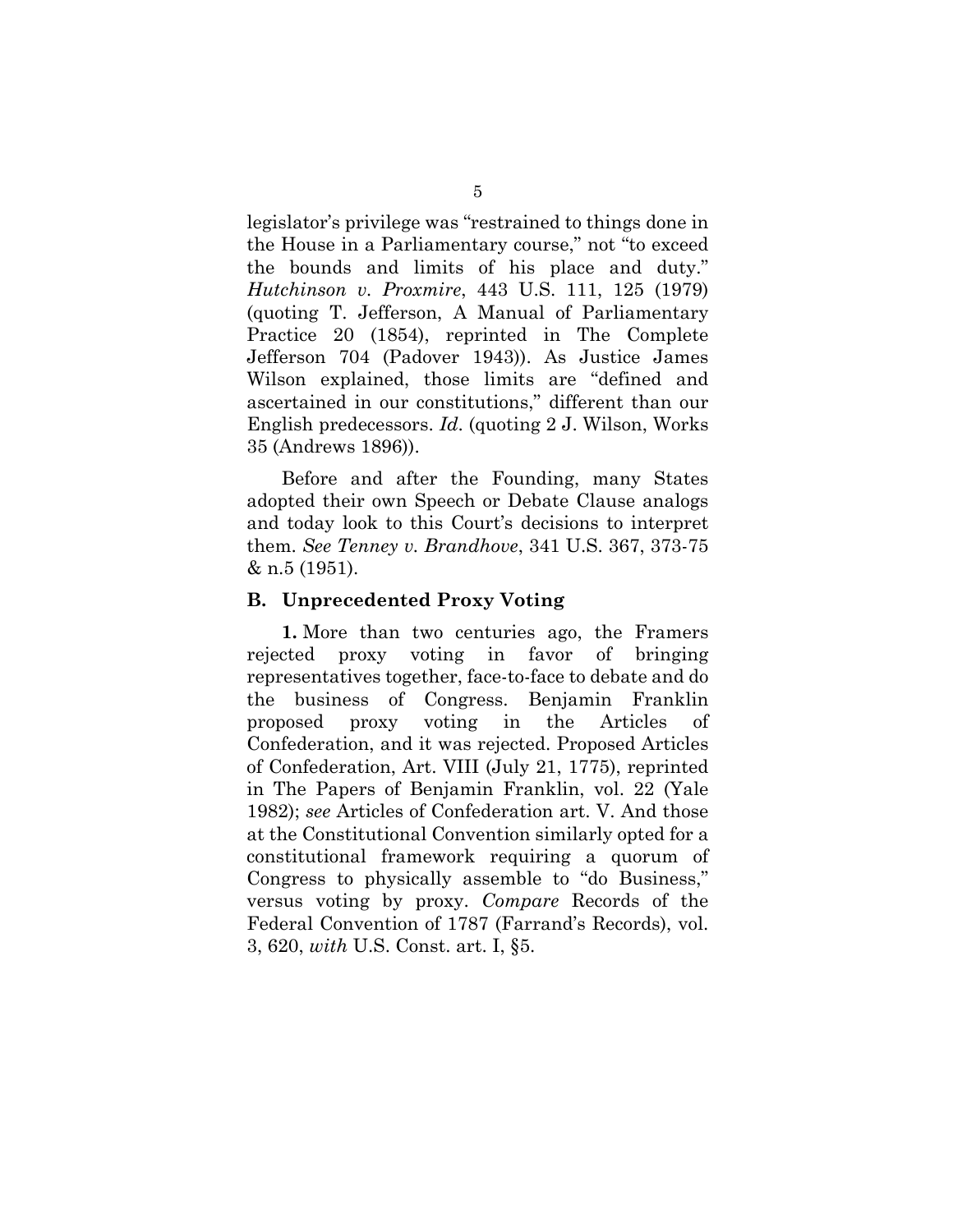legislator's privilege was "restrained to things done in the House in a Parliamentary course," not "to exceed the bounds and limits of his place and duty." *Hutchinson v. Proxmire*, 443 U.S. 111, 125 (1979) (quoting T. Jefferson, A Manual of Parliamentary Practice 20 (1854), reprinted in The Complete Jefferson 704 (Padover 1943)). As Justice James Wilson explained, those limits are "defined and ascertained in our constitutions," different than our English predecessors. *Id*. (quoting 2 J. Wilson, Works 35 (Andrews 1896)).

Before and after the Founding, many States adopted their own Speech or Debate Clause analogs and today look to this Court's decisions to interpret them. *See Tenney v. Brandhove*, 341 U.S. 367, 373-75 & n.5 (1951).

### B. Unprecedented Proxy Voting

**1.** More than two centuries ago, the Framers rejected proxy voting in favor of bringing representatives together, face-to-face to debate and do the business of Congress. Benjamin Franklin proposed proxy voting in the Articles of Confederation, and it was rejected. Proposed Articles of Confederation, Art. VIII (July 21, 1775), reprinted in The Papers of Benjamin Franklin, vol. 22 (Yale 1982); *see* Articles of Confederation art. V. And those at the Constitutional Convention similarly opted for a constitutional framework requiring a quorum of Congress to physically assemble to "do Business," versus voting by proxy. *Compare* Records of the Federal Convention of 1787 (Farrand's Records), vol. 3, 620, *with* U.S. Const. art. I, §5.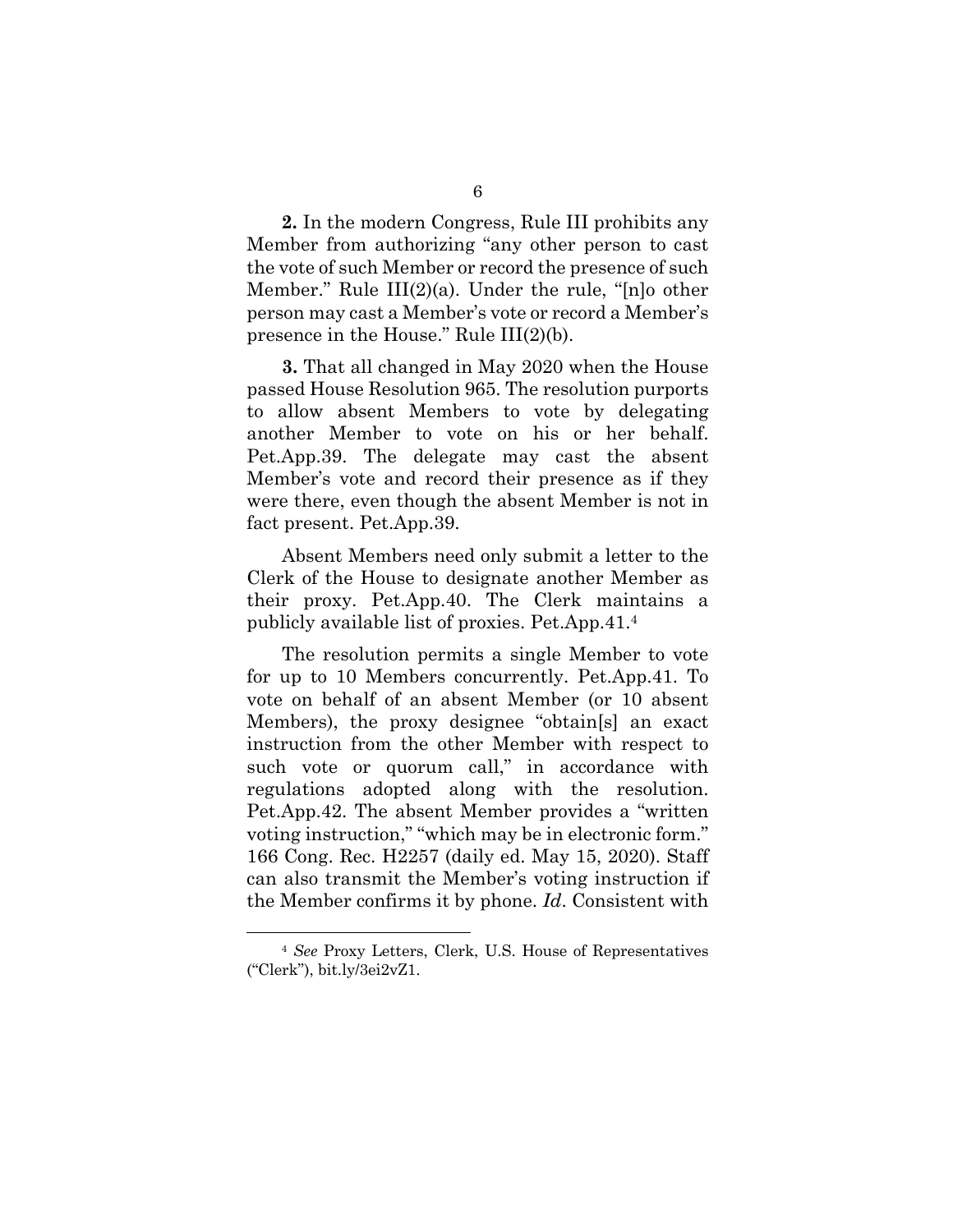**2.** In the modern Congress, Rule III prohibits any Member from authorizing "any other person to cast the vote of such Member or record the presence of such Member." Rule III(2)(a). Under the rule, "[n]o other person may cast a Member's vote or record a Member's presence in the House." Rule III(2)(b).

**3.** That all changed in May 2020 when the House passed House Resolution 965. The resolution purports to allow absent Members to vote by delegating another Member to vote on his or her behalf. Pet.App.39. The delegate may cast the absent Member's vote and record their presence as if they were there, even though the absent Member is not in fact present. Pet.App.39.

Absent Members need only submit a letter to the Clerk of the House to designate another Member as their proxy. Pet.App.40. The Clerk maintains a publicly available list of proxies. Pet.App.41.[4]

The resolution permits a single Member to vote for up to 10 Members concurrently. Pet.App.41. To vote on behalf of an absent Member (or 10 absent Members), the proxy designee "obtain[s] an exact instruction from the other Member with respect to such vote or quorum call," in accordance with regulations adopted along with the resolution. Pet.App.42. The absent Member provides a "written voting instruction," "which may be in electronic form." 166 Cong. Rec. H2257 (daily ed. May 15, 2020). Staff can also transmit the Member's voting instruction if the Member confirms it by phone. *Id*. Consistent with

---

[4] *See* Proxy Letters, Clerk, U.S. House of Representatives ("Clerk"), bit.ly/3ei2vZ1.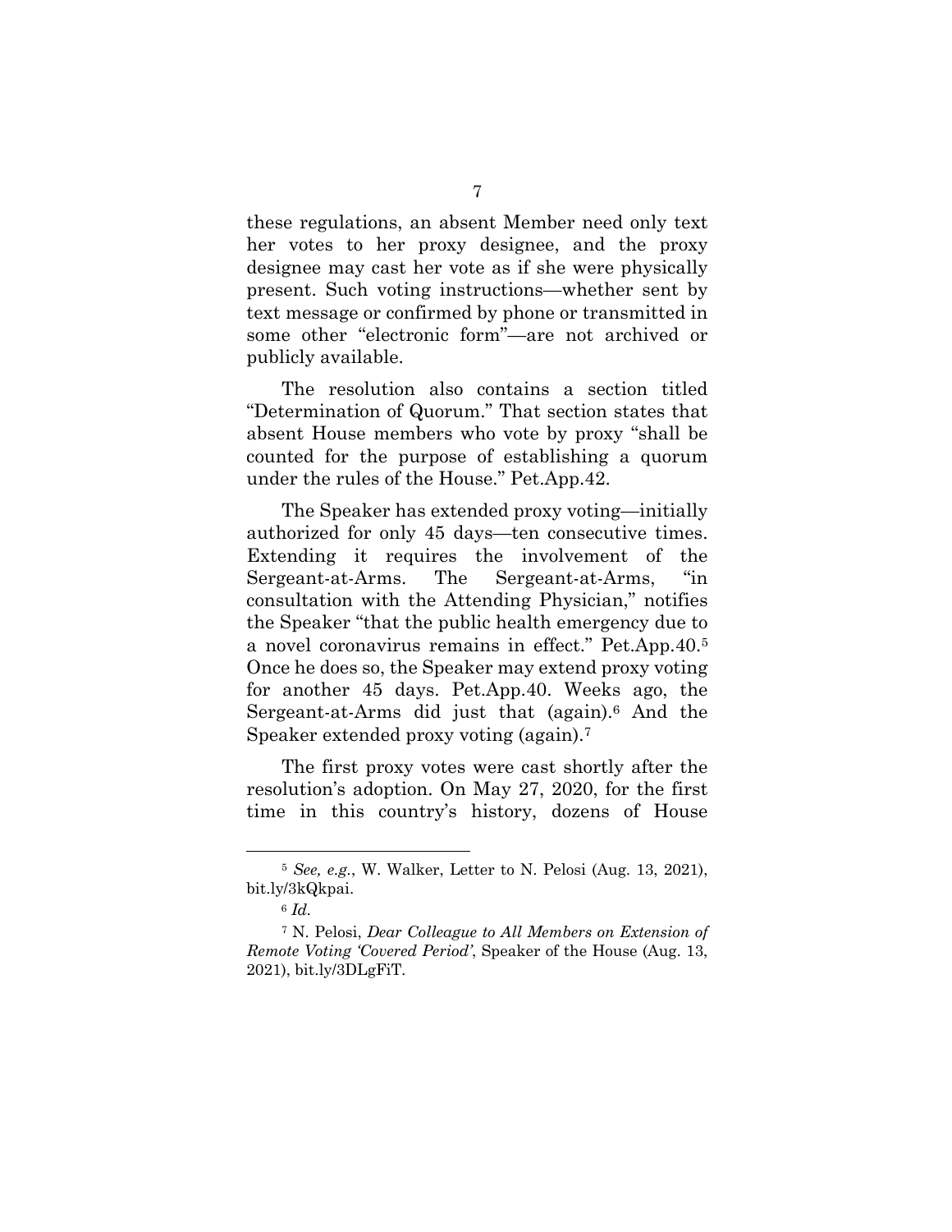these regulations, an absent Member need only text her votes to her proxy designee, and the proxy designee may cast her vote as if she were physically present. Such voting instructions—whether sent by text message or confirmed by phone or transmitted in some other "electronic form"—are not archived or publicly available.

The resolution also contains a section titled "Determination of Quorum." That section states that absent House members who vote by proxy "shall be counted for the purpose of establishing a quorum under the rules of the House." Pet.App.42.

The Speaker has extended proxy voting—initially authorized for only 45 days—ten consecutive times. Extending it requires the involvement of the Sergeant-at-Arms. The Sergeant-at-Arms, "in consultation with the Attending Physician," notifies the Speaker "that the public health emergency due to a novel coronavirus remains in effect." Pet.App.40.[5] Once he does so, the Speaker may extend proxy voting for another 45 days. Pet.App.40. Weeks ago, the Sergeant-at-Arms did just that (again).[6] And the Speaker extended proxy voting (again).[7]

The first proxy votes were cast shortly after the resolution's adoption. On May 27, 2020, for the first time in this country's history, dozens of House

---

[5] *See, e.g.*, W. Walker, Letter to N. Pelosi (Aug. 13, 2021), bit.ly/3kQkpai.

[6] *Id.*

[7] N. Pelosi, *Dear Colleague to All Members on Extension of Remote Voting 'Covered Period'*, Speaker of the House (Aug. 13, 2021), bit.ly/3DLgFiT.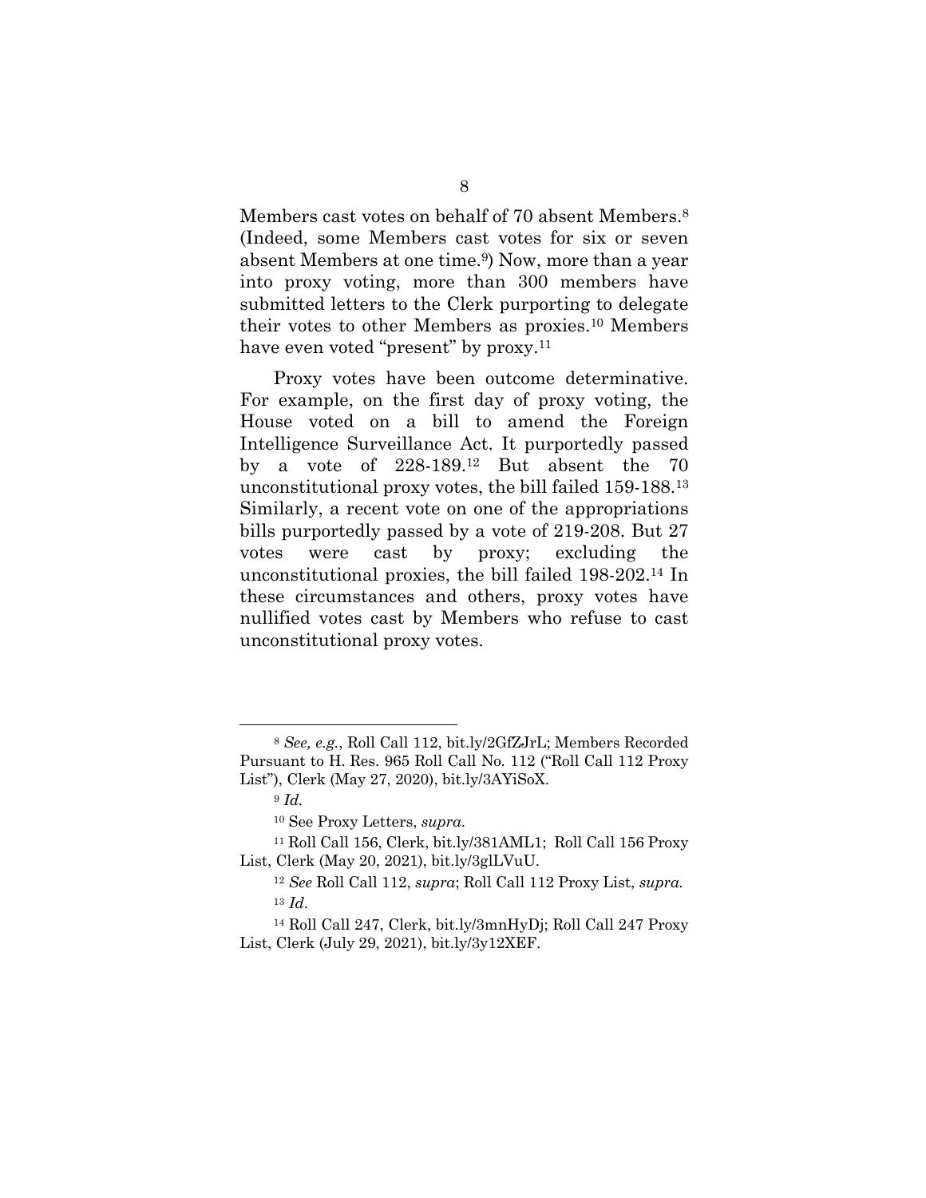Members cast votes on behalf of 70 absent Members.[8] (Indeed, some Members cast votes for six or seven absent Members at one time.[9]) Now, more than a year into proxy voting, more than 300 members have submitted letters to the Clerk purporting to delegate their votes to other Members as proxies.[10] Members have even voted "present" by proxy.[11]

Proxy votes have been outcome determinative. For example, on the first day of proxy voting, the House voted on a bill to amend the Foreign Intelligence Surveillance Act. It purportedly passed by a vote of 228-189.[12] But absent the 70 unconstitutional proxy votes, the bill failed 159-188.[13] Similarly, a recent vote on one of the appropriations bills purportedly passed by a vote of 219-208. But 27 votes were cast by proxy; excluding the unconstitutional proxies, the bill failed 198-202.[14] In these circumstances and others, proxy votes have nullified votes cast by Members who refuse to cast unconstitutional proxy votes.

---

[8] *See, e.g.*, Roll Call 112, bit.ly/2GfZJrL; Members Recorded Pursuant to H. Res. 965 Roll Call No. 112 ("Roll Call 112 Proxy List"), Clerk (May 27, 2020), bit.ly/3AYiSoX.

[9] *Id.*

[10] See Proxy Letters, *supra*.

[11] Roll Call 156, Clerk, bit.ly/381AML1; Roll Call 156 Proxy List, Clerk (May 20, 2021), bit.ly/3glLVuU.

[12] *See* Roll Call 112, *supra*; Roll Call 112 Proxy List, *supra.*

[13] *Id*.

[14] Roll Call 247, Clerk, bit.ly/3mnHyDj; Roll Call 247 Proxy List, Clerk (July 29, 2021), bit.ly/3y12XEF.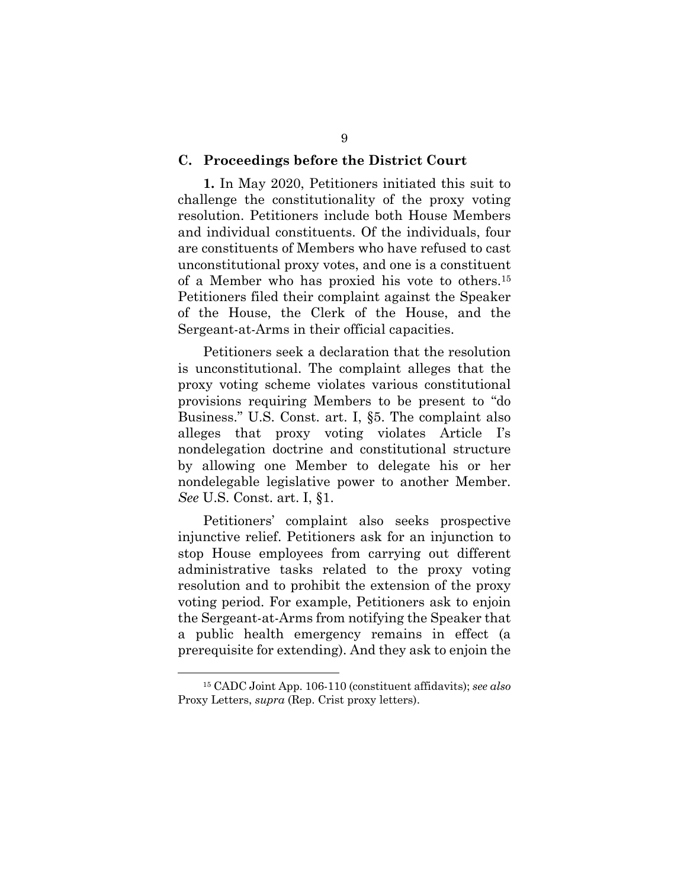### C. Proceedings before the District Court

**1.** In May 2020, Petitioners initiated this suit to challenge the constitutionality of the proxy voting resolution. Petitioners include both House Members and individual constituents. Of the individuals, four are constituents of Members who have refused to cast unconstitutional proxy votes, and one is a constituent of a Member who has proxied his vote to others.[15] Petitioners filed their complaint against the Speaker of the House, the Clerk of the House, and the Sergeant-at-Arms in their official capacities.

Petitioners seek a declaration that the resolution is unconstitutional. The complaint alleges that the proxy voting scheme violates various constitutional provisions requiring Members to be present to "do Business." U.S. Const. art. I, §5. The complaint also alleges that proxy voting violates Article I's nondelegation doctrine and constitutional structure by allowing one Member to delegate his or her nondelegable legislative power to another Member. *See* U.S. Const. art. I, §1.

Petitioners' complaint also seeks prospective injunctive relief. Petitioners ask for an injunction to stop House employees from carrying out different administrative tasks related to the proxy voting resolution and to prohibit the extension of the proxy voting period. For example, Petitioners ask to enjoin the Sergeant-at-Arms from notifying the Speaker that a public health emergency remains in effect (a prerequisite for extending). And they ask to enjoin the

---

[15] CADC Joint App. 106-110 (constituent affidavits); *see also* Proxy Letters, *supra* (Rep. Crist proxy letters).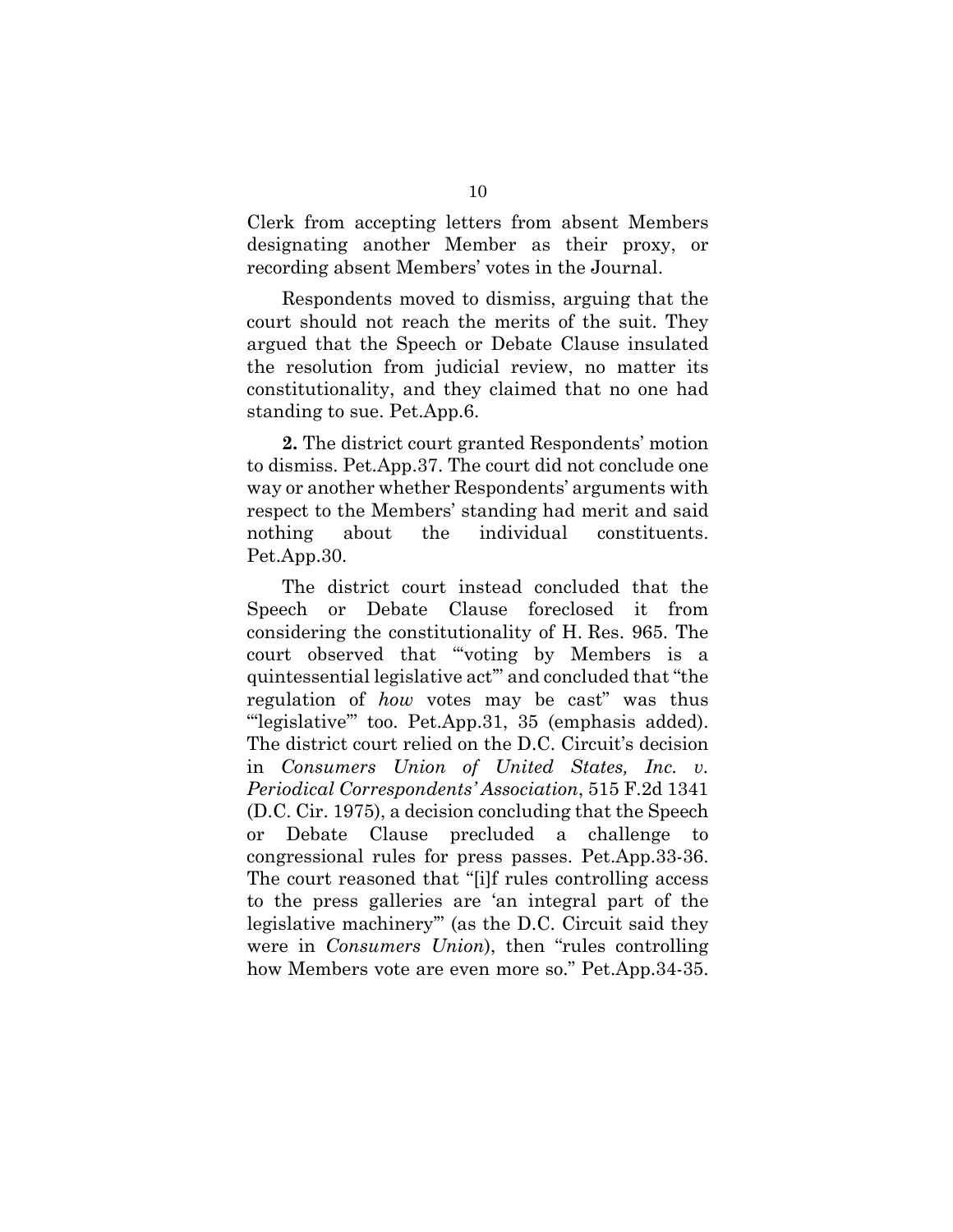Clerk from accepting letters from absent Members designating another Member as their proxy, or recording absent Members' votes in the Journal.

Respondents moved to dismiss, arguing that the court should not reach the merits of the suit. They argued that the Speech or Debate Clause insulated the resolution from judicial review, no matter its constitutionality, and they claimed that no one had standing to sue. Pet.App.6.

**2.** The district court granted Respondents' motion to dismiss. Pet.App.37. The court did not conclude one way or another whether Respondents' arguments with respect to the Members' standing had merit and said nothing about the individual constituents. Pet.App.30.

The district court instead concluded that the Speech or Debate Clause foreclosed it from considering the constitutionality of H. Res. 965. The court observed that "'voting by Members is a quintessential legislative act'" and concluded that "the regulation of *how* votes may be cast" was thus "'legislative'" too. Pet.App.31, 35 (emphasis added). The district court relied on the D.C. Circuit's decision in *Consumers Union of United States, Inc. v. Periodical Correspondents' Association*, 515 F.2d 1341 (D.C. Cir. 1975), a decision concluding that the Speech or Debate Clause precluded a challenge to congressional rules for press passes. Pet.App.33-36. The court reasoned that "[i]f rules controlling access to the press galleries are 'an integral part of the legislative machinery'" (as the D.C. Circuit said they were in *Consumers Union*), then "rules controlling how Members vote are even more so." Pet.App.34-35.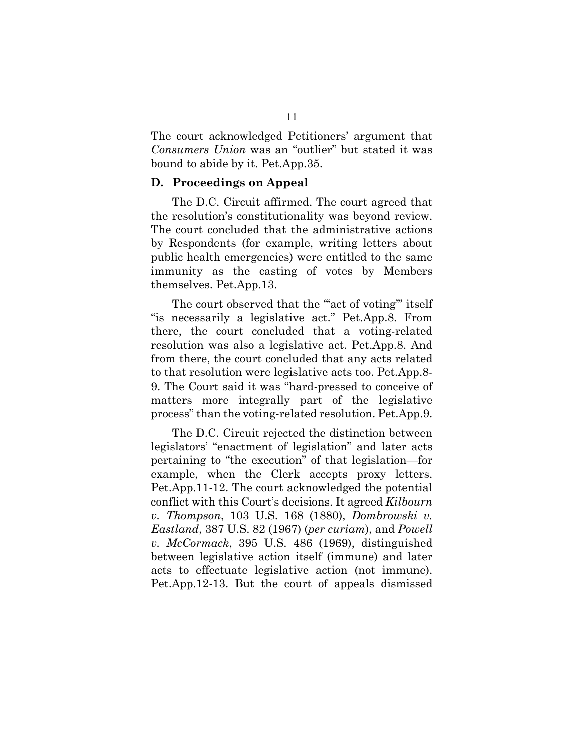The court acknowledged Petitioners' argument that *Consumers Union* was an "outlier" but stated it was bound to abide by it. Pet.App.35.

### D. Proceedings on Appeal

The D.C. Circuit affirmed. The court agreed that the resolution's constitutionality was beyond review. The court concluded that the administrative actions by Respondents (for example, writing letters about public health emergencies) were entitled to the same immunity as the casting of votes by Members themselves. Pet.App.13.

The court observed that the "'act of voting'" itself "is necessarily a legislative act." Pet.App.8. From there, the court concluded that a voting-related resolution was also a legislative act. Pet.App.8. And from there, the court concluded that any acts related to that resolution were legislative acts too. Pet.App.8-9. The Court said it was "hard-pressed to conceive of matters more integrally part of the legislative process" than the voting-related resolution. Pet.App.9.

The D.C. Circuit rejected the distinction between legislators' "enactment of legislation" and later acts pertaining to "the execution" of that legislation—for example, when the Clerk accepts proxy letters. Pet.App.11-12. The court acknowledged the potential conflict with this Court's decisions. It agreed *Kilbourn v. Thompson*, 103 U.S. 168 (1880), *Dombrowski v. Eastland*, 387 U.S. 82 (1967) (*per curiam*), and *Powell v. McCormack*, 395 U.S. 486 (1969), distinguished between legislative action itself (immune) and later acts to effectuate legislative action (not immune). Pet.App.12-13. But the court of appeals dismissed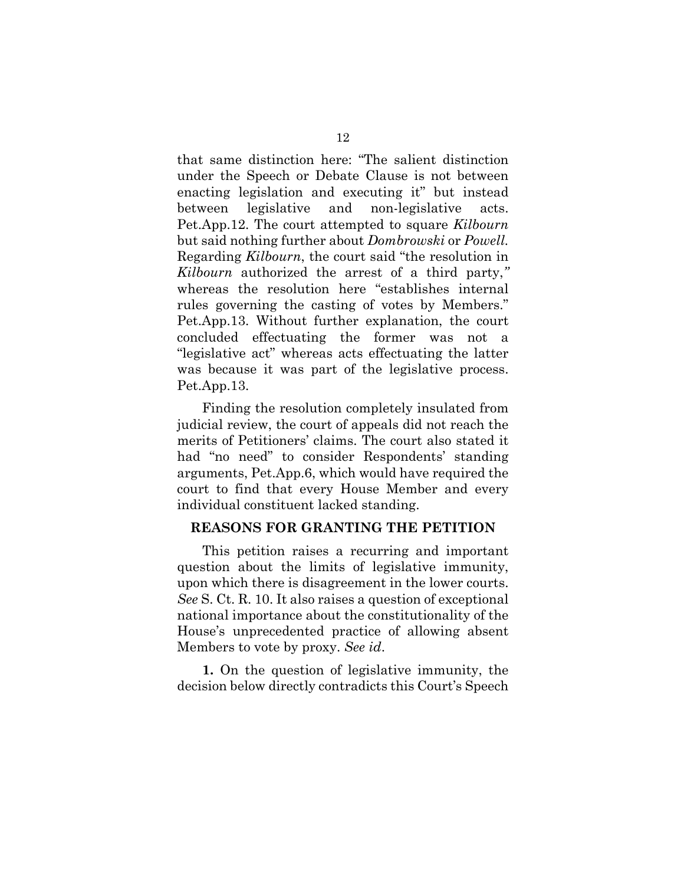that same distinction here: "The salient distinction under the Speech or Debate Clause is not between enacting legislation and executing it" but instead between legislative and non-legislative acts. Pet.App.12. The court attempted to square *Kilbourn* but said nothing further about *Dombrowski* or *Powell*. Regarding *Kilbourn*, the court said "the resolution in *Kilbourn* authorized the arrest of a third party," whereas the resolution here "establishes internal rules governing the casting of votes by Members." Pet.App.13. Without further explanation, the court concluded effectuating the former was not a "legislative act" whereas acts effectuating the latter was because it was part of the legislative process. Pet.App.13.

Finding the resolution completely insulated from judicial review, the court of appeals did not reach the merits of Petitioners' claims. The court also stated it had "no need" to consider Respondents' standing arguments, Pet.App.6, which would have required the court to find that every House Member and every individual constituent lacked standing.

## REASONS FOR GRANTING THE PETITION

This petition raises a recurring and important question about the limits of legislative immunity, upon which there is disagreement in the lower courts. *See* S. Ct. R. 10. It also raises a question of exceptional national importance about the constitutionality of the House's unprecedented practice of allowing absent Members to vote by proxy. *See id*.

**1.** On the question of legislative immunity, the decision below directly contradicts this Court's Speech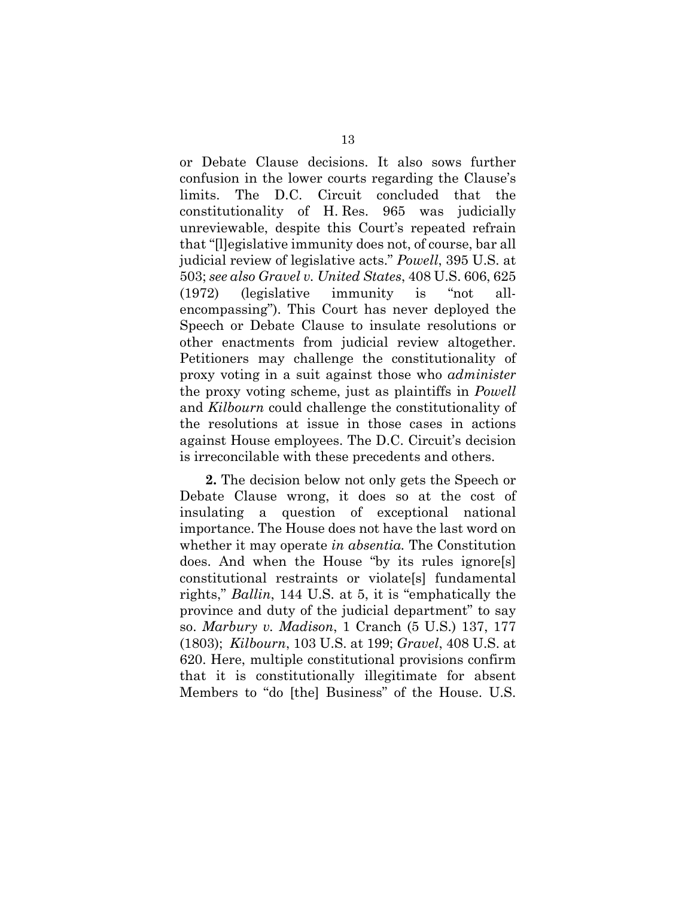or Debate Clause decisions. It also sows further confusion in the lower courts regarding the Clause's limits. The D.C. Circuit concluded that the constitutionality of H. Res. 965 was judicially unreviewable, despite this Court's repeated refrain that "[l]egislative immunity does not, of course, bar all judicial review of legislative acts." *Powell*, 395 U.S. at 503; *see also Gravel v. United States*, 408 U.S. 606, 625 (1972) (legislative immunity is "not all-encompassing"). This Court has never deployed the Speech or Debate Clause to insulate resolutions or other enactments from judicial review altogether. Petitioners may challenge the constitutionality of proxy voting in a suit against those who *administer* the proxy voting scheme, just as plaintiffs in *Powell* and *Kilbourn* could challenge the constitutionality of the resolutions at issue in those cases in actions against House employees. The D.C. Circuit's decision is irreconcilable with these precedents and others.

**2.** The decision below not only gets the Speech or Debate Clause wrong, it does so at the cost of insulating a question of exceptional national importance. The House does not have the last word on whether it may operate *in absentia.* The Constitution does. And when the House "by its rules ignore[s] constitutional restraints or violate[s] fundamental rights," *Ballin*, 144 U.S. at 5, it is "emphatically the province and duty of the judicial department" to say so. *Marbury v. Madison*, 1 Cranch (5 U.S.) 137, 177 (1803); *Kilbourn*, 103 U.S. at 199; *Gravel*, 408 U.S. at 620. Here, multiple constitutional provisions confirm that it is constitutionally illegitimate for absent Members to "do [the] Business" of the House. U.S.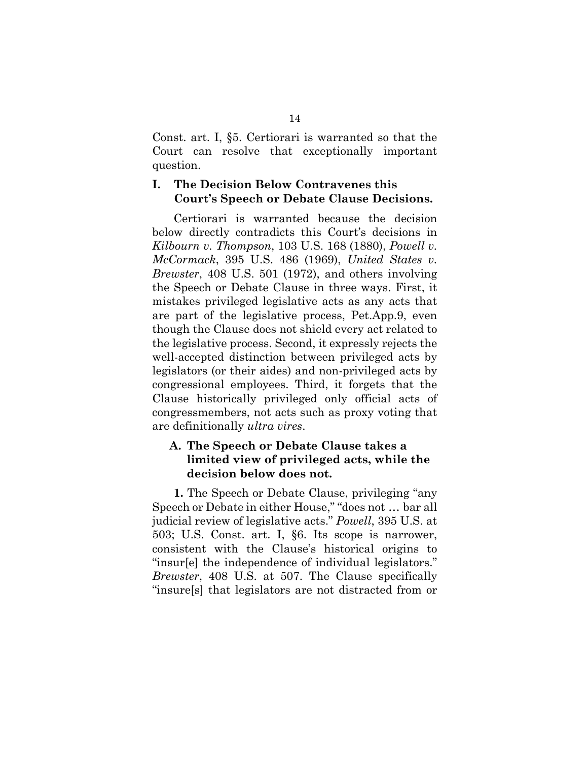Const. art. I, §5. Certiorari is warranted so that the Court can resolve that exceptionally important question.

## I. The Decision Below Contravenes this Court's Speech or Debate Clause Decisions.

Certiorari is warranted because the decision below directly contradicts this Court's decisions in *Kilbourn v. Thompson*, 103 U.S. 168 (1880), *Powell v. McCormack*, 395 U.S. 486 (1969), *United States v. Brewster*, 408 U.S. 501 (1972), and others involving the Speech or Debate Clause in three ways. First, it mistakes privileged legislative acts as any acts that are part of the legislative process, Pet.App.9, even though the Clause does not shield every act related to the legislative process. Second, it expressly rejects the well-accepted distinction between privileged acts by legislators (or their aides) and non-privileged acts by congressional employees. Third, it forgets that the Clause historically privileged only official acts of congressmembers, not acts such as proxy voting that are definitionally *ultra vires*.

### A. The Speech or Debate Clause takes a limited view of privileged acts, while the decision below does not.

**1.** The Speech or Debate Clause, privileging "any Speech or Debate in either House," "does not … bar all judicial review of legislative acts." *Powell*, 395 U.S. at 503; U.S. Const. art. I, §6. Its scope is narrower, consistent with the Clause's historical origins to "insur[e] the independence of individual legislators." *Brewster*, 408 U.S. at 507. The Clause specifically "insure[s] that legislators are not distracted from or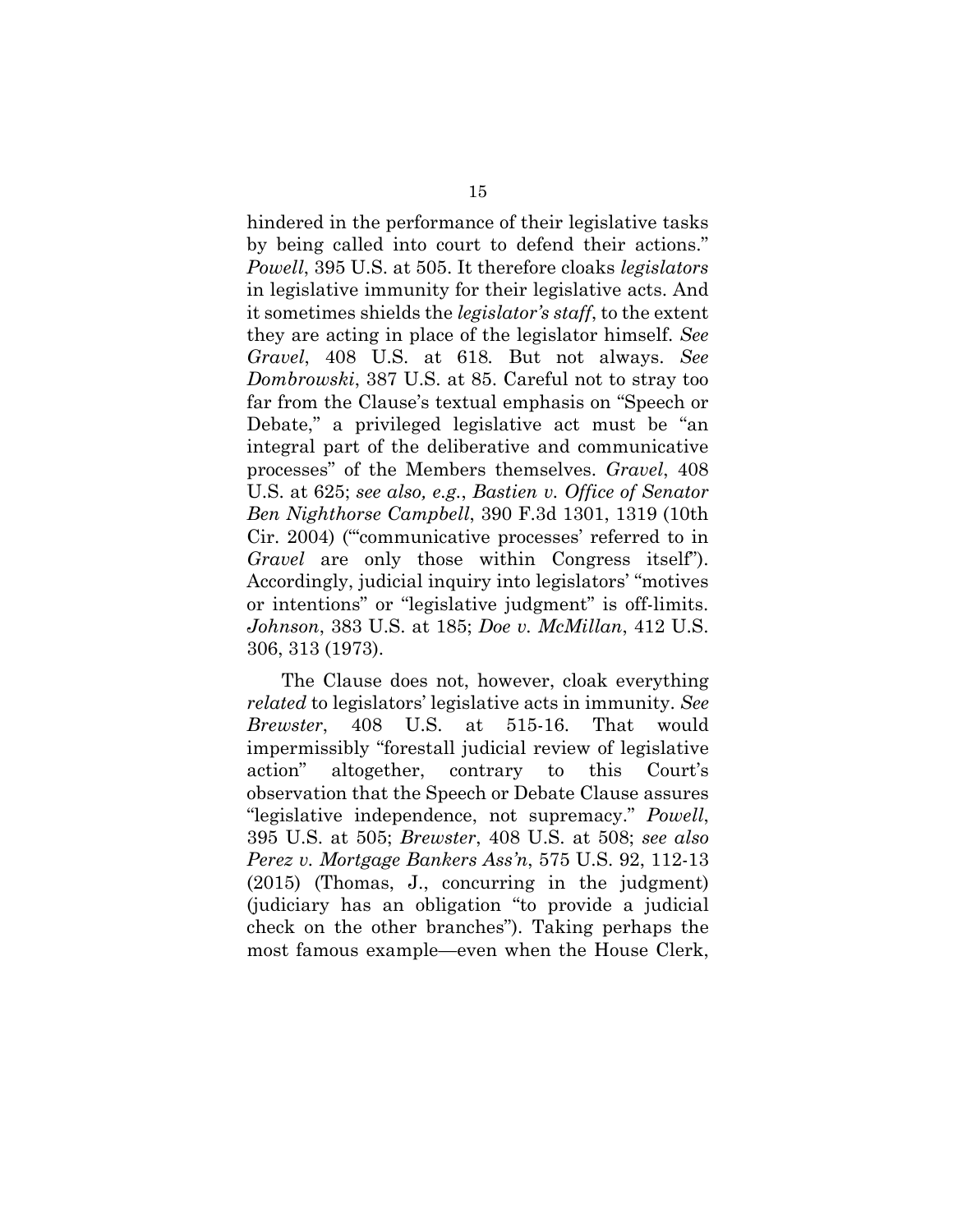hindered in the performance of their legislative tasks by being called into court to defend their actions." *Powell*, 395 U.S. at 505. It therefore cloaks *legislators* in legislative immunity for their legislative acts. And it sometimes shields the *legislator's staff*, to the extent they are acting in place of the legislator himself. *See Gravel*, 408 U.S. at 618. But not always. *See Dombrowski*, 387 U.S. at 85. Careful not to stray too far from the Clause's textual emphasis on "Speech or Debate," a privileged legislative act must be "an integral part of the deliberative and communicative processes" of the Members themselves. *Gravel*, 408 U.S. at 625; *see also, e.g.*, *Bastien v. Office of Senator Ben Nighthorse Campbell*, 390 F.3d 1301, 1319 (10th Cir. 2004) ("'communicative processes' referred to in *Gravel* are only those within Congress itself"). Accordingly, judicial inquiry into legislators' "motives or intentions" or "legislative judgment" is off-limits. *Johnson*, 383 U.S. at 185; *Doe v. McMillan*, 412 U.S. 306, 313 (1973).

The Clause does not, however, cloak everything *related* to legislators' legislative acts in immunity. *See Brewster*, 408 U.S. at 515-16. That would impermissibly "forestall judicial review of legislative action" altogether, contrary to this Court's observation that the Speech or Debate Clause assures "legislative independence, not supremacy." *Powell*, 395 U.S. at 505; *Brewster*, 408 U.S. at 508; *see also Perez v. Mortgage Bankers Ass'n*, 575 U.S. 92, 112-13 (2015) (Thomas, J., concurring in the judgment) (judiciary has an obligation "to provide a judicial check on the other branches"). Taking perhaps the most famous example—even when the House Clerk,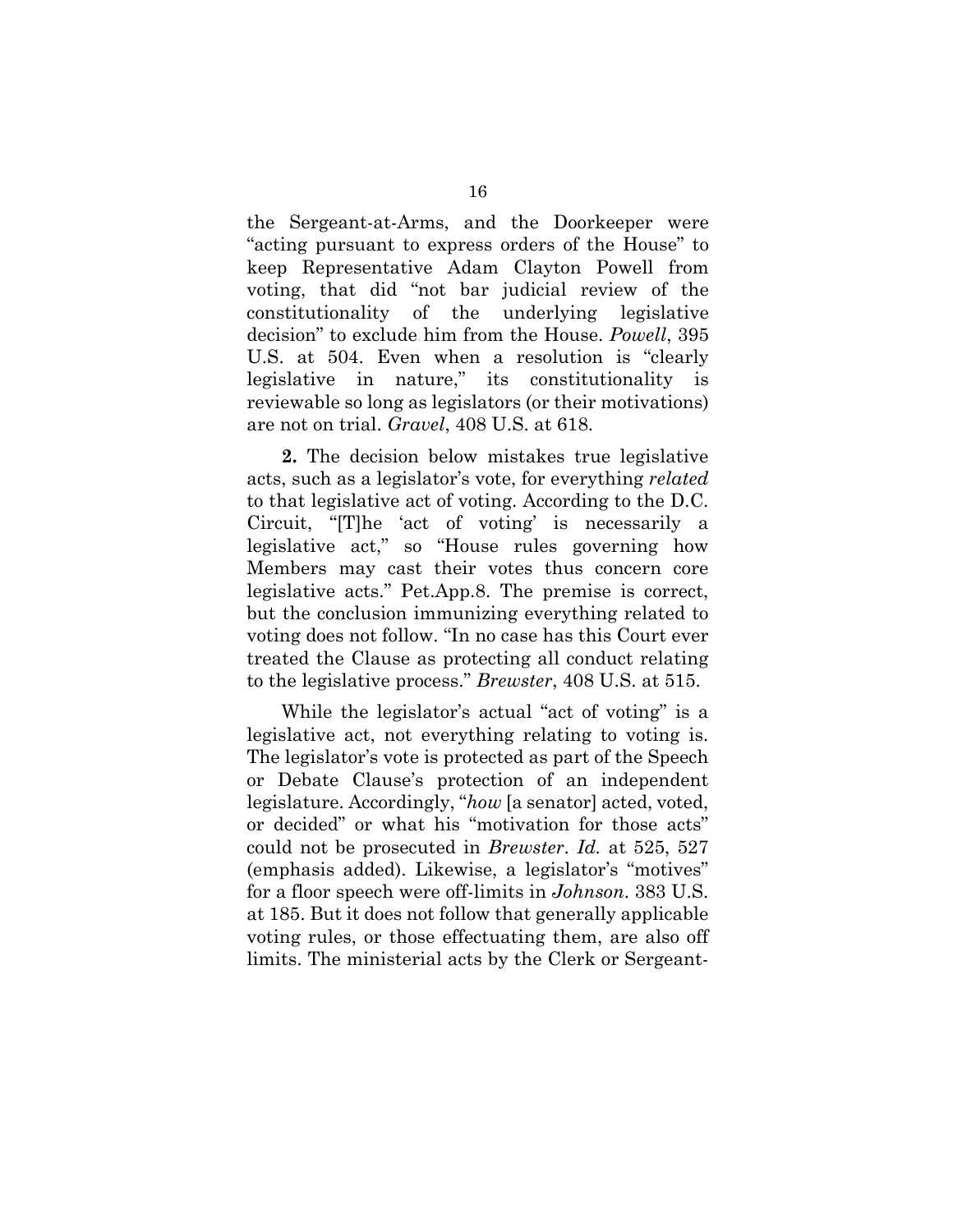the Sergeant-at-Arms, and the Doorkeeper were "acting pursuant to express orders of the House" to keep Representative Adam Clayton Powell from voting, that did "not bar judicial review of the constitutionality of the underlying legislative decision" to exclude him from the House. *Powell*, 395 U.S. at 504. Even when a resolution is "clearly legislative in nature," its constitutionality is reviewable so long as legislators (or their motivations) are not on trial. *Gravel*, 408 U.S. at 618.

**2.** The decision below mistakes true legislative acts, such as a legislator's vote, for everything *related* to that legislative act of voting. According to the D.C. Circuit, "[T]he 'act of voting' is necessarily a legislative act," so "House rules governing how Members may cast their votes thus concern core legislative acts." Pet.App.8. The premise is correct, but the conclusion immunizing everything related to voting does not follow. "In no case has this Court ever treated the Clause as protecting all conduct relating to the legislative process." *Brewster*, 408 U.S. at 515.

While the legislator's actual "act of voting" is a legislative act, not everything relating to voting is. The legislator's vote is protected as part of the Speech or Debate Clause's protection of an independent legislature. Accordingly, "*how* [a senator] acted, voted, or decided" or what his "motivation for those acts" could not be prosecuted in *Brewster*. *Id.* at 525, 527 (emphasis added). Likewise, a legislator's "motives" for a floor speech were off-limits in *Johnson*. 383 U.S. at 185. But it does not follow that generally applicable voting rules, or those effectuating them, are also off limits. The ministerial acts by the Clerk or Sergeant-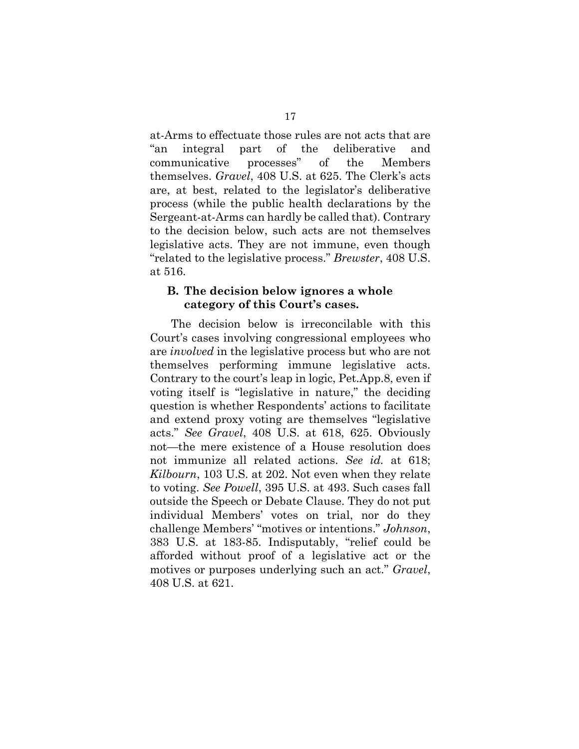at-Arms to effectuate those rules are not acts that are "an integral part of the deliberative and communicative processes" of the Members themselves. *Gravel*, 408 U.S. at 625. The Clerk's acts are, at best, related to the legislator's deliberative process (while the public health declarations by the Sergeant-at-Arms can hardly be called that). Contrary to the decision below, such acts are not themselves legislative acts. They are not immune, even though "related to the legislative process." *Brewster*, 408 U.S. at 516.

### B. The decision below ignores a whole category of this Court's cases.

The decision below is irreconcilable with this Court's cases involving congressional employees who are *involved* in the legislative process but who are not themselves performing immune legislative acts. Contrary to the court's leap in logic, Pet.App.8, even if voting itself is "legislative in nature," the deciding question is whether Respondents' actions to facilitate and extend proxy voting are themselves "legislative acts." *See Gravel*, 408 U.S. at 618, 625. Obviously not—the mere existence of a House resolution does not immunize all related actions. *See id.* at 618; *Kilbourn*, 103 U.S. at 202. Not even when they relate to voting. *See Powell*, 395 U.S. at 493. Such cases fall outside the Speech or Debate Clause. They do not put individual Members' votes on trial, nor do they challenge Members' "motives or intentions." *Johnson*, 383 U.S. at 183-85. Indisputably, "relief could be afforded without proof of a legislative act or the motives or purposes underlying such an act." *Gravel*, 408 U.S. at 621.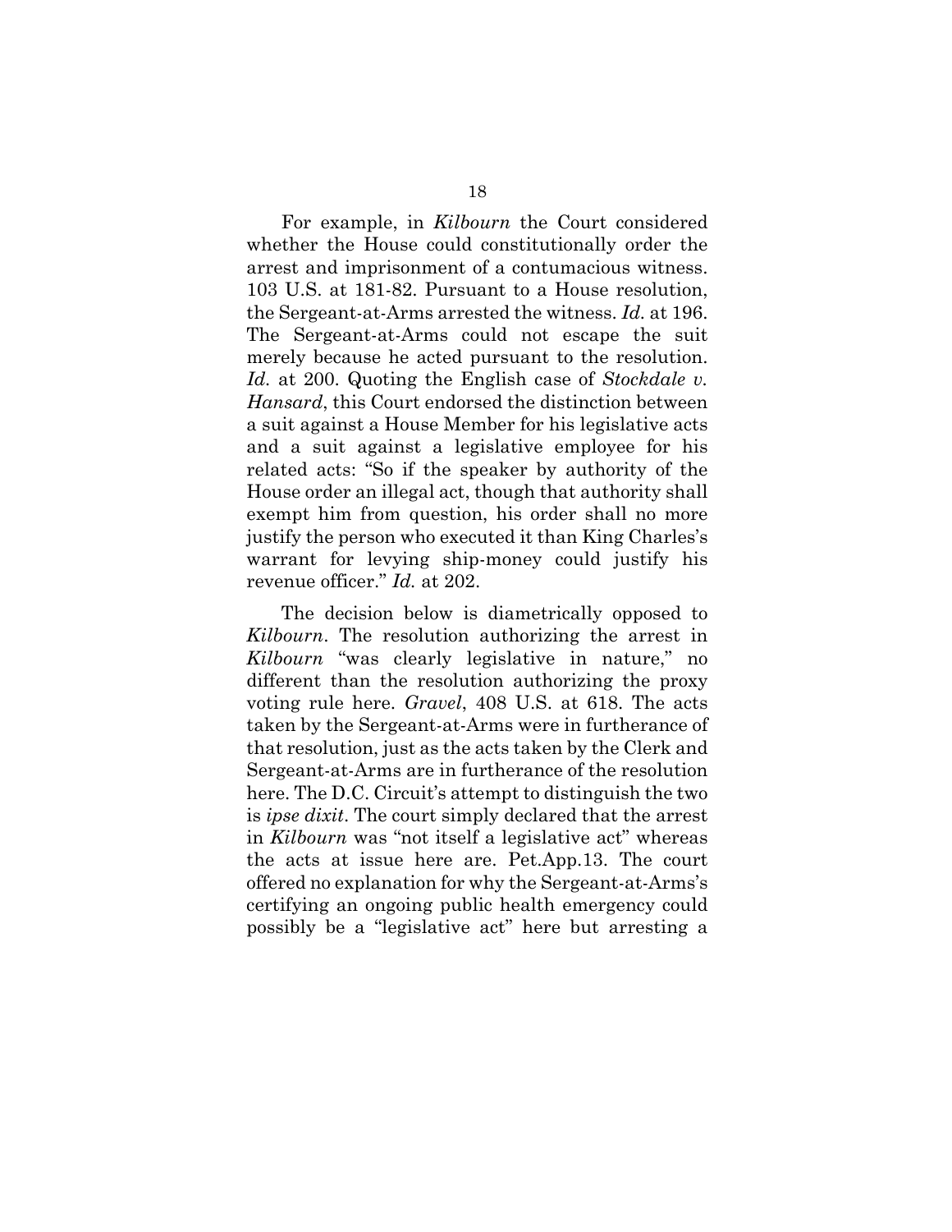For example, in *Kilbourn* the Court considered whether the House could constitutionally order the arrest and imprisonment of a contumacious witness. 103 U.S. at 181-82. Pursuant to a House resolution, the Sergeant-at-Arms arrested the witness. *Id.* at 196. The Sergeant-at-Arms could not escape the suit merely because he acted pursuant to the resolution. *Id.* at 200. Quoting the English case of *Stockdale v. Hansard*, this Court endorsed the distinction between a suit against a House Member for his legislative acts and a suit against a legislative employee for his related acts: "So if the speaker by authority of the House order an illegal act, though that authority shall exempt him from question, his order shall no more justify the person who executed it than King Charles's warrant for levying ship-money could justify his revenue officer." *Id.* at 202.

The decision below is diametrically opposed to *Kilbourn*. The resolution authorizing the arrest in *Kilbourn* "was clearly legislative in nature," no different than the resolution authorizing the proxy voting rule here. *Gravel*, 408 U.S. at 618. The acts taken by the Sergeant-at-Arms were in furtherance of that resolution, just as the acts taken by the Clerk and Sergeant-at-Arms are in furtherance of the resolution here. The D.C. Circuit's attempt to distinguish the two is *ipse dixit*. The court simply declared that the arrest in *Kilbourn* was "not itself a legislative act" whereas the acts at issue here are. Pet.App.13. The court offered no explanation for why the Sergeant-at-Arms's certifying an ongoing public health emergency could possibly be a "legislative act" here but arresting a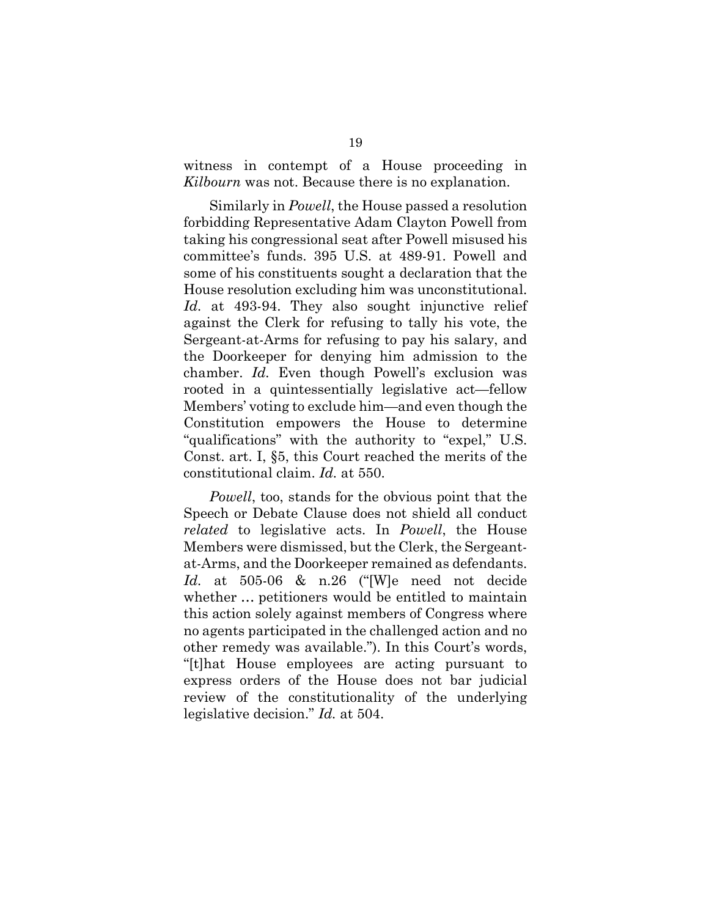witness in contempt of a House proceeding in *Kilbourn* was not. Because there is no explanation.

Similarly in *Powell*, the House passed a resolution forbidding Representative Adam Clayton Powell from taking his congressional seat after Powell misused his committee's funds. 395 U.S. at 489-91. Powell and some of his constituents sought a declaration that the House resolution excluding him was unconstitutional. *Id.* at 493-94. They also sought injunctive relief against the Clerk for refusing to tally his vote, the Sergeant-at-Arms for refusing to pay his salary, and the Doorkeeper for denying him admission to the chamber. *Id.* Even though Powell's exclusion was rooted in a quintessentially legislative act—fellow Members' voting to exclude him—and even though the Constitution empowers the House to determine "qualifications" with the authority to "expel," U.S. Const. art. I, §5, this Court reached the merits of the constitutional claim. *Id.* at 550.

*Powell*, too, stands for the obvious point that the Speech or Debate Clause does not shield all conduct *related* to legislative acts. In *Powell*, the House Members were dismissed, but the Clerk, the Sergeant-at-Arms, and the Doorkeeper remained as defendants. *Id.* at 505-06 & n.26 ("[W]e need not decide whether … petitioners would be entitled to maintain this action solely against members of Congress where no agents participated in the challenged action and no other remedy was available."). In this Court's words, "[t]hat House employees are acting pursuant to express orders of the House does not bar judicial review of the constitutionality of the underlying legislative decision." *Id.* at 504.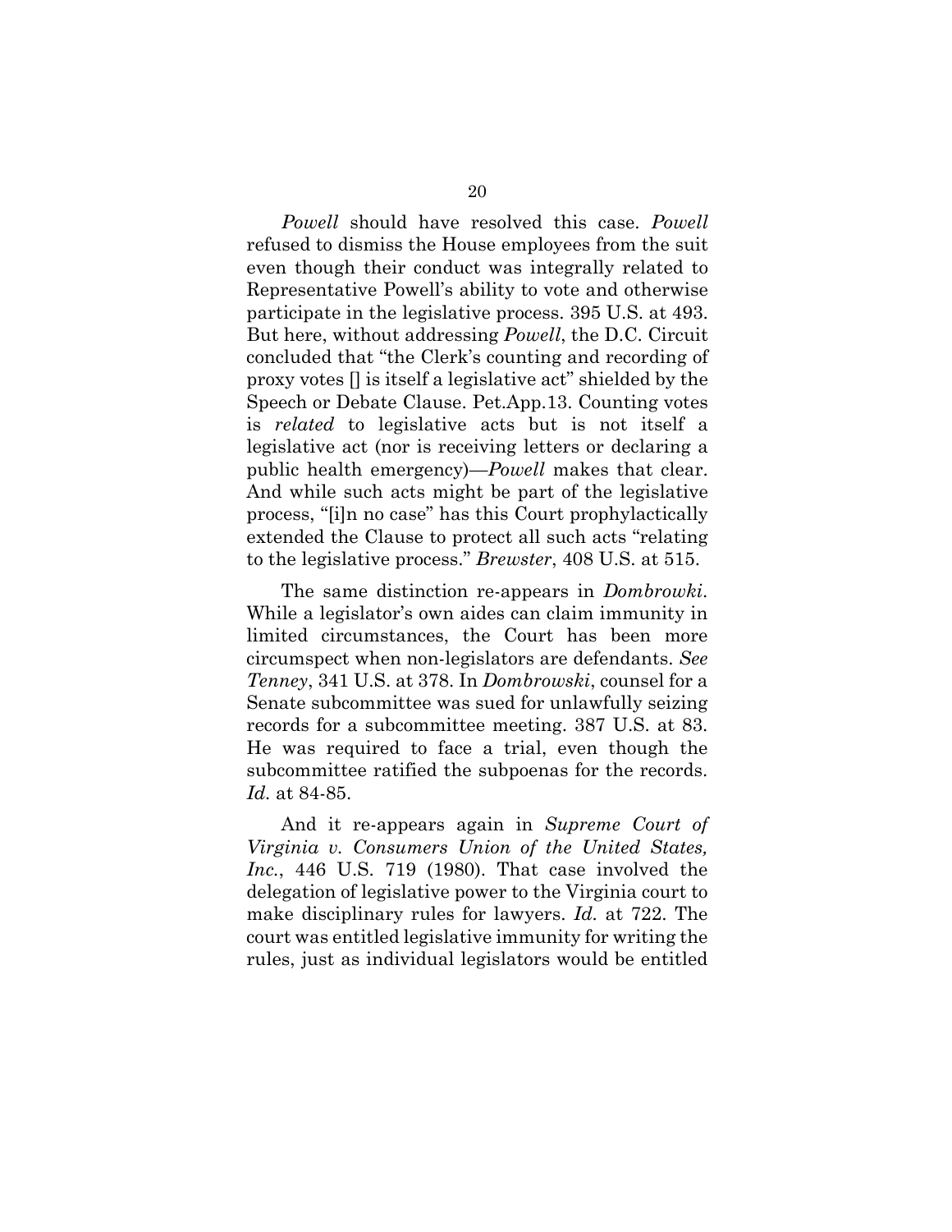*Powell* should have resolved this case. *Powell* refused to dismiss the House employees from the suit even though their conduct was integrally related to Representative Powell's ability to vote and otherwise participate in the legislative process. 395 U.S. at 493. But here, without addressing *Powell*, the D.C. Circuit concluded that "the Clerk's counting and recording of proxy votes [] is itself a legislative act" shielded by the Speech or Debate Clause. Pet.App.13. Counting votes is *related* to legislative acts but is not itself a legislative act (nor is receiving letters or declaring a public health emergency)—*Powell* makes that clear. And while such acts might be part of the legislative process, "[i]n no case" has this Court prophylactically extended the Clause to protect all such acts "relating to the legislative process." *Brewster*, 408 U.S. at 515.

The same distinction re-appears in *Dombrowki*. While a legislator's own aides can claim immunity in limited circumstances, the Court has been more circumspect when non-legislators are defendants. *See Tenney*, 341 U.S. at 378. In *Dombrowski*, counsel for a Senate subcommittee was sued for unlawfully seizing records for a subcommittee meeting. 387 U.S. at 83. He was required to face a trial, even though the subcommittee ratified the subpoenas for the records. *Id.* at 84-85.

And it re-appears again in *Supreme Court of Virginia v. Consumers Union of the United States, Inc.*, 446 U.S. 719 (1980). That case involved the delegation of legislative power to the Virginia court to make disciplinary rules for lawyers. *Id.* at 722. The court was entitled legislative immunity for writing the rules, just as individual legislators would be entitled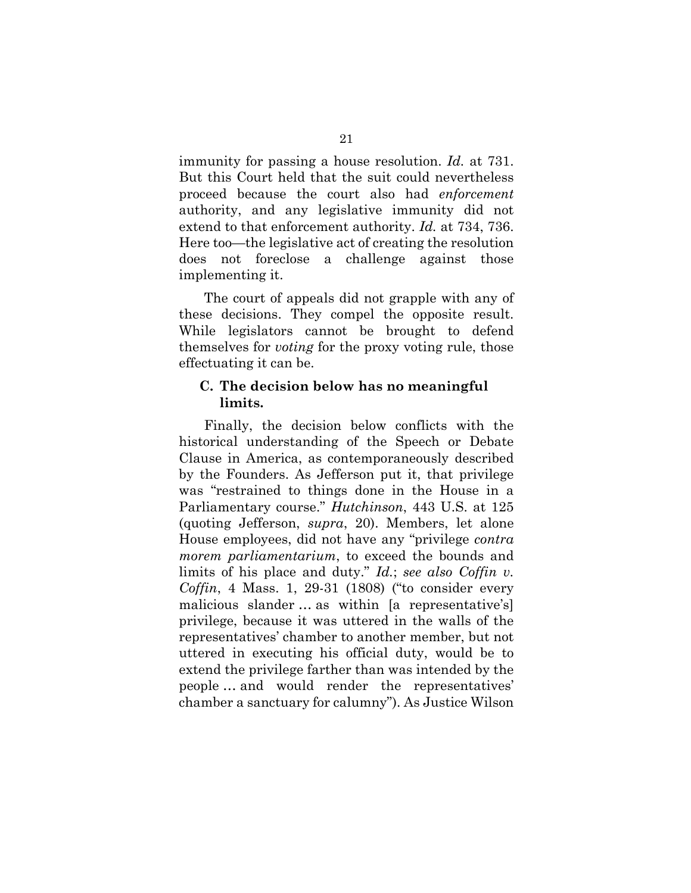immunity for passing a house resolution. *Id.* at 731. But this Court held that the suit could nevertheless proceed because the court also had *enforcement* authority, and any legislative immunity did not extend to that enforcement authority. *Id.* at 734, 736. Here too—the legislative act of creating the resolution does not foreclose a challenge against those implementing it.

The court of appeals did not grapple with any of these decisions. They compel the opposite result. While legislators cannot be brought to defend themselves for *voting* for the proxy voting rule, those effectuating it can be.

### C. The decision below has no meaningful limits.

Finally, the decision below conflicts with the historical understanding of the Speech or Debate Clause in America, as contemporaneously described by the Founders. As Jefferson put it, that privilege was "restrained to things done in the House in a Parliamentary course." *Hutchinson*, 443 U.S. at 125 (quoting Jefferson, *supra*, 20). Members, let alone House employees, did not have any "privilege *contra morem parliamentarium*, to exceed the bounds and limits of his place and duty." *Id.*; *see also Coffin v. Coffin*, 4 Mass. 1, 29-31 (1808) ("to consider every malicious slander … as within [a representative's] privilege, because it was uttered in the walls of the representatives' chamber to another member, but not uttered in executing his official duty, would be to extend the privilege farther than was intended by the people … and would render the representatives' chamber a sanctuary for calumny"). As Justice Wilson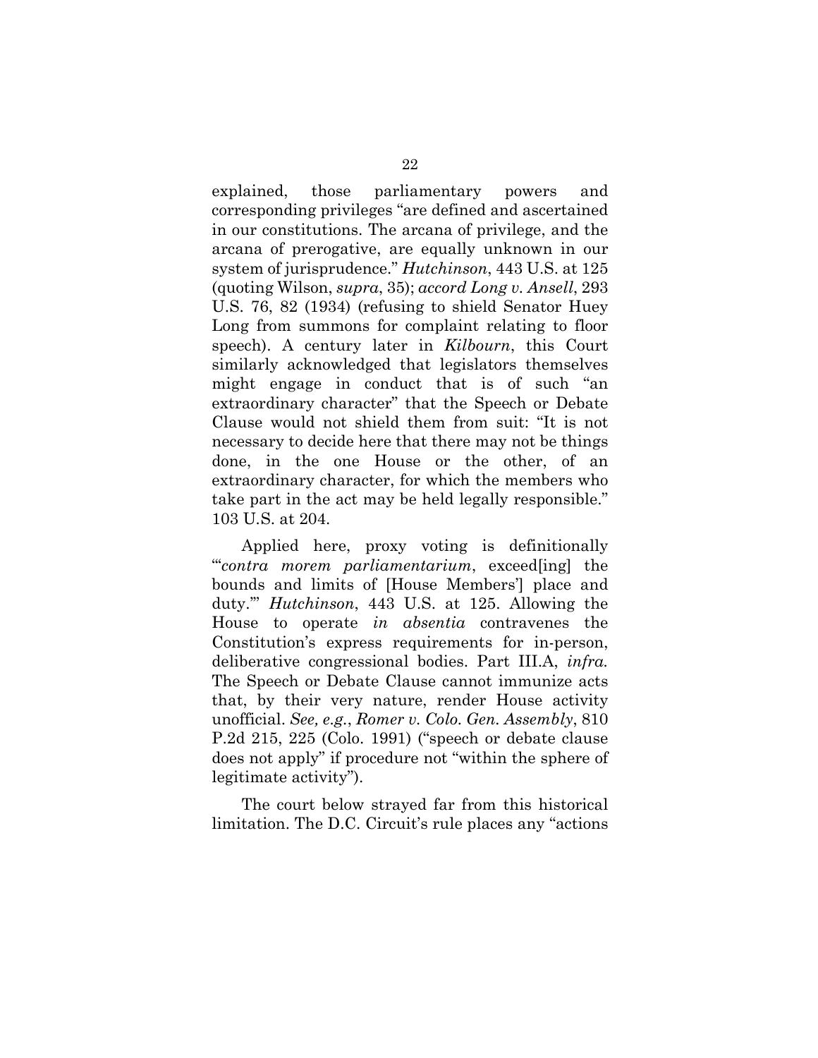explained, those parliamentary powers and corresponding privileges "are defined and ascertained in our constitutions. The arcana of privilege, and the arcana of prerogative, are equally unknown in our system of jurisprudence." *Hutchinson*, 443 U.S. at 125 (quoting Wilson, *supra*, 35); *accord Long v. Ansell*, 293 U.S. 76, 82 (1934) (refusing to shield Senator Huey Long from summons for complaint relating to floor speech). A century later in *Kilbourn*, this Court similarly acknowledged that legislators themselves might engage in conduct that is of such "an extraordinary character" that the Speech or Debate Clause would not shield them from suit: "It is not necessary to decide here that there may not be things done, in the one House or the other, of an extraordinary character, for which the members who take part in the act may be held legally responsible." 103 U.S. at 204.

Applied here, proxy voting is definitionally "'*contra morem parliamentarium*, exceed[ing] the bounds and limits of [House Members'] place and duty.'" *Hutchinson*, 443 U.S. at 125. Allowing the House to operate *in absentia* contravenes the Constitution's express requirements for in-person, deliberative congressional bodies. Part III.A, *infra.* The Speech or Debate Clause cannot immunize acts that, by their very nature, render House activity unofficial. *See, e.g.*, *Romer v. Colo. Gen. Assembly*, 810 P.2d 215, 225 (Colo. 1991) ("speech or debate clause does not apply" if procedure not "within the sphere of legitimate activity").

The court below strayed far from this historical limitation. The D.C. Circuit's rule places any "actions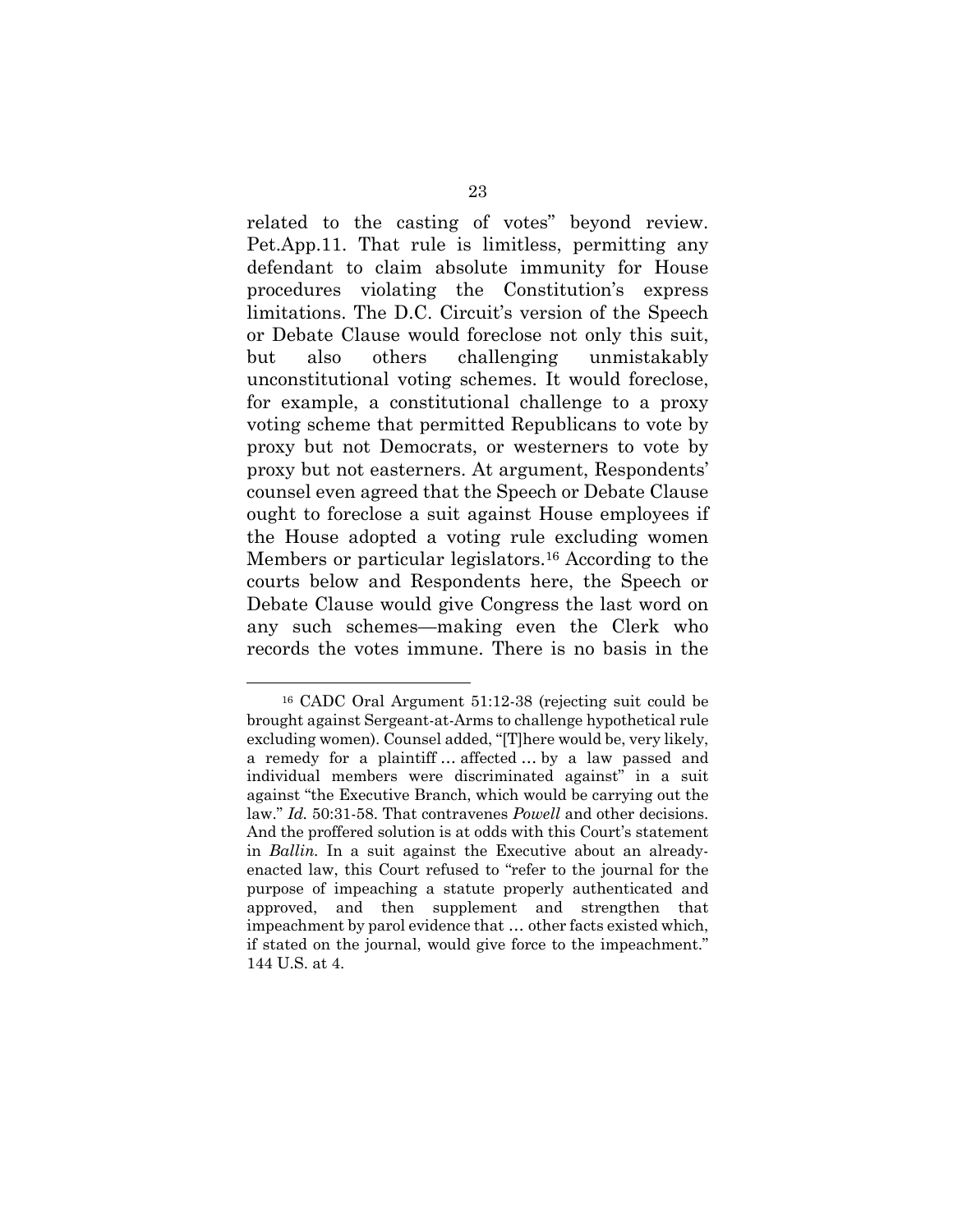related to the casting of votes" beyond review. Pet.App.11. That rule is limitless, permitting any defendant to claim absolute immunity for House procedures violating the Constitution's express limitations. The D.C. Circuit's version of the Speech or Debate Clause would foreclose not only this suit, but also others challenging unmistakably unconstitutional voting schemes. It would foreclose, for example, a constitutional challenge to a proxy voting scheme that permitted Republicans to vote by proxy but not Democrats, or westerners to vote by proxy but not easterners. At argument, Respondents' counsel even agreed that the Speech or Debate Clause ought to foreclose a suit against House employees if the House adopted a voting rule excluding women Members or particular legislators.[16] According to the courts below and Respondents here, the Speech or Debate Clause would give Congress the last word on any such schemes—making even the Clerk who records the votes immune. There is no basis in the

---

[16] CADC Oral Argument 51:12-38 (rejecting suit could be brought against Sergeant-at-Arms to challenge hypothetical rule excluding women). Counsel added, "[T]here would be, very likely, a remedy for a plaintiff … affected … by a law passed and individual members were discriminated against" in a suit against "the Executive Branch, which would be carrying out the law." *Id.* 50:31-58. That contravenes *Powell* and other decisions. And the proffered solution is at odds with this Court's statement in *Ballin.* In a suit against the Executive about an already-enacted law, this Court refused to "refer to the journal for the purpose of impeaching a statute properly authenticated and approved, and then supplement and strengthen that impeachment by parol evidence that … other facts existed which, if stated on the journal, would give force to the impeachment." 144 U.S. at 4.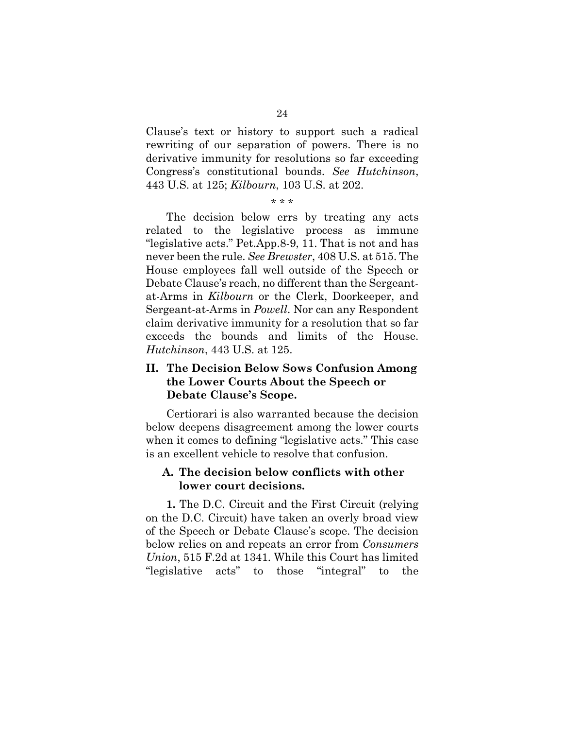Clause's text or history to support such a radical rewriting of our separation of powers. There is no derivative immunity for resolutions so far exceeding Congress's constitutional bounds. *See Hutchinson*, 443 U.S. at 125; *Kilbourn*, 103 U.S. at 202.

\* \* \*

The decision below errs by treating any acts related to the legislative process as immune "legislative acts." Pet.App.8-9, 11. That is not and has never been the rule. *See Brewster*, 408 U.S. at 515. The House employees fall well outside of the Speech or Debate Clause's reach, no different than the Sergeant-at-Arms in *Kilbourn* or the Clerk, Doorkeeper, and Sergeant-at-Arms in *Powell*. Nor can any Respondent claim derivative immunity for a resolution that so far exceeds the bounds and limits of the House. *Hutchinson*, 443 U.S. at 125.

## II. The Decision Below Sows Confusion Among the Lower Courts About the Speech or Debate Clause's Scope.

Certiorari is also warranted because the decision below deepens disagreement among the lower courts when it comes to defining "legislative acts." This case is an excellent vehicle to resolve that confusion.

### A. The decision below conflicts with other lower court decisions.

**1.** The D.C. Circuit and the First Circuit (relying on the D.C. Circuit) have taken an overly broad view of the Speech or Debate Clause's scope. The decision below relies on and repeats an error from *Consumers Union*, 515 F.2d at 1341. While this Court has limited "legislative acts" to those "integral" to the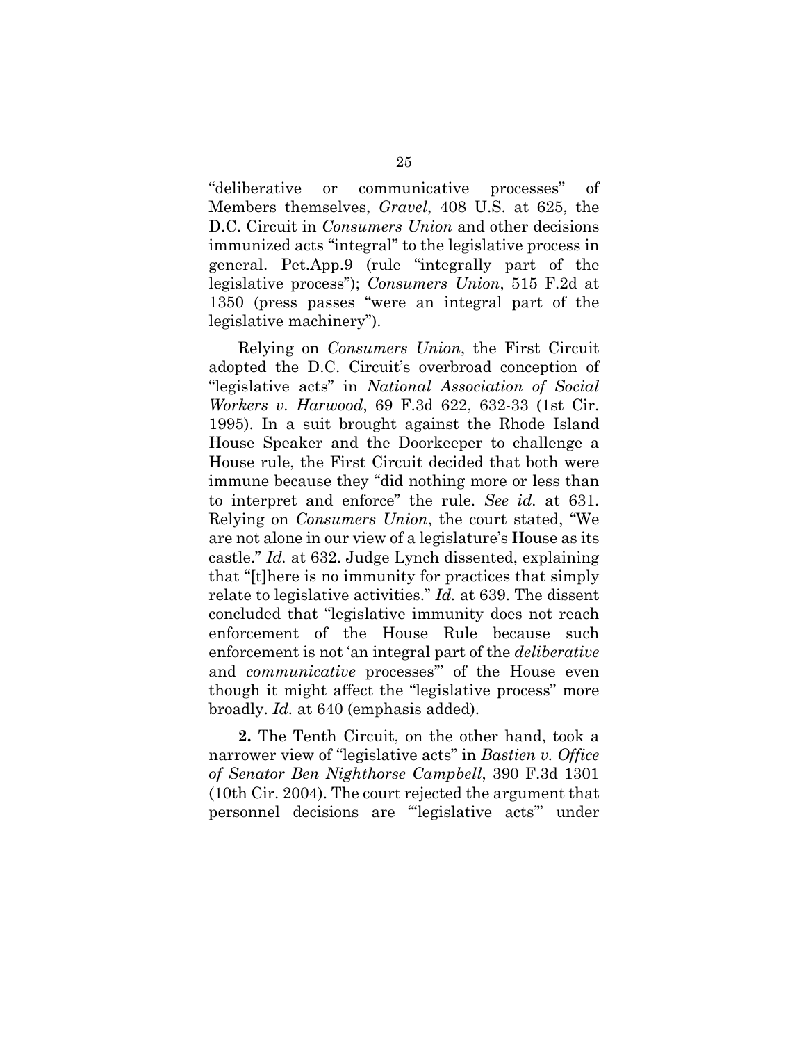"deliberative or communicative processes" of Members themselves, *Gravel*, 408 U.S. at 625, the D.C. Circuit in *Consumers Union* and other decisions immunized acts "integral" to the legislative process in general. Pet.App.9 (rule "integrally part of the legislative process"); *Consumers Union*, 515 F.2d at 1350 (press passes "were an integral part of the legislative machinery").

Relying on *Consumers Union*, the First Circuit adopted the D.C. Circuit's overbroad conception of "legislative acts" in *National Association of Social Workers v. Harwood*, 69 F.3d 622, 632-33 (1st Cir. 1995). In a suit brought against the Rhode Island House Speaker and the Doorkeeper to challenge a House rule, the First Circuit decided that both were immune because they "did nothing more or less than to interpret and enforce" the rule. *See id.* at 631. Relying on *Consumers Union*, the court stated, "We are not alone in our view of a legislature's House as its castle." *Id.* at 632. Judge Lynch dissented, explaining that "[t]here is no immunity for practices that simply relate to legislative activities." *Id.* at 639. The dissent concluded that "legislative immunity does not reach enforcement of the House Rule because such enforcement is not 'an integral part of the *deliberative* and *communicative* processes'" of the House even though it might affect the "legislative process" more broadly. *Id.* at 640 (emphasis added).

**2.** The Tenth Circuit, on the other hand, took a narrower view of "legislative acts" in *Bastien v. Office of Senator Ben Nighthorse Campbell*, 390 F.3d 1301 (10th Cir. 2004). The court rejected the argument that personnel decisions are "'legislative acts'" under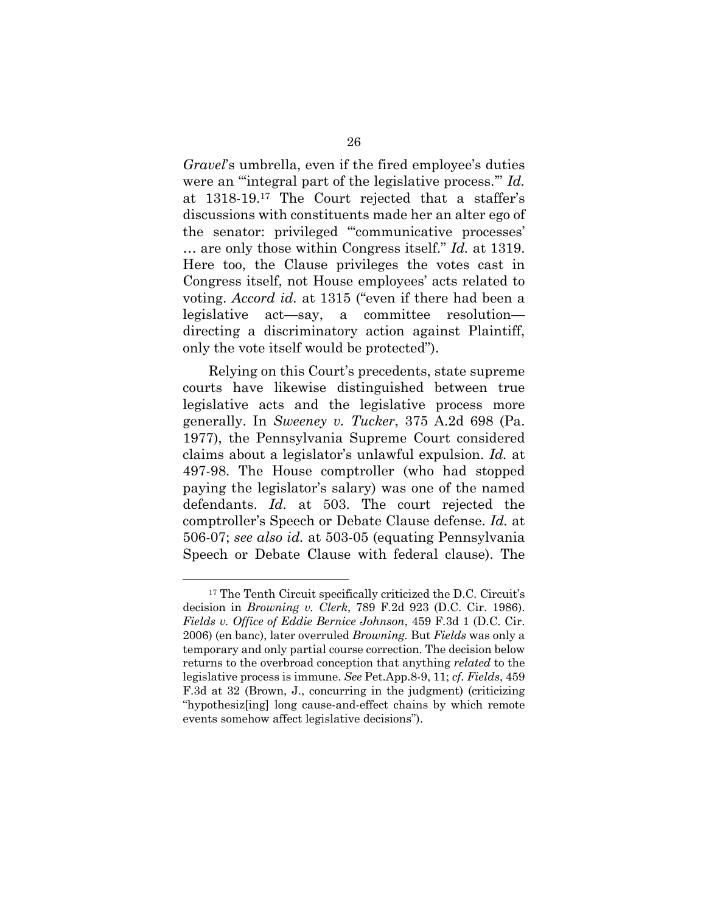*Gravel*'s umbrella, even if the fired employee's duties were an "'integral part of the legislative process.'" *Id.* at 1318-19.[17] The Court rejected that a staffer's discussions with constituents made her an alter ego of the senator: privileged "'communicative processes' … are only those within Congress itself." *Id.* at 1319. Here too, the Clause privileges the votes cast in Congress itself, not House employees' acts related to voting. *Accord id.* at 1315 ("even if there had been a legislative act—say, a committee resolution—directing a discriminatory action against Plaintiff, only the vote itself would be protected").

Relying on this Court's precedents, state supreme courts have likewise distinguished between true legislative acts and the legislative process more generally. In *Sweeney v. Tucker*, 375 A.2d 698 (Pa. 1977), the Pennsylvania Supreme Court considered claims about a legislator's unlawful expulsion. *Id.* at 497-98. The House comptroller (who had stopped paying the legislator's salary) was one of the named defendants. *Id.* at 503. The court rejected the comptroller's Speech or Debate Clause defense. *Id.* at 506-07; *see also id.* at 503-05 (equating Pennsylvania Speech or Debate Clause with federal clause). The

---

[17] The Tenth Circuit specifically criticized the D.C. Circuit's decision in *Browning v. Clerk*, 789 F.2d 923 (D.C. Cir. 1986). *Fields v. Office of Eddie Bernice Johnson*, 459 F.3d 1 (D.C. Cir. 2006) (en banc), later overruled *Browning*. But *Fields* was only a temporary and only partial course correction. The decision below returns to the overbroad conception that anything *related* to the legislative process is immune. *See* Pet.App.8-9, 11; *cf. Fields*, 459 F.3d at 32 (Brown, J., concurring in the judgment) (criticizing "hypothesiz[ing] long cause-and-effect chains by which remote events somehow affect legislative decisions").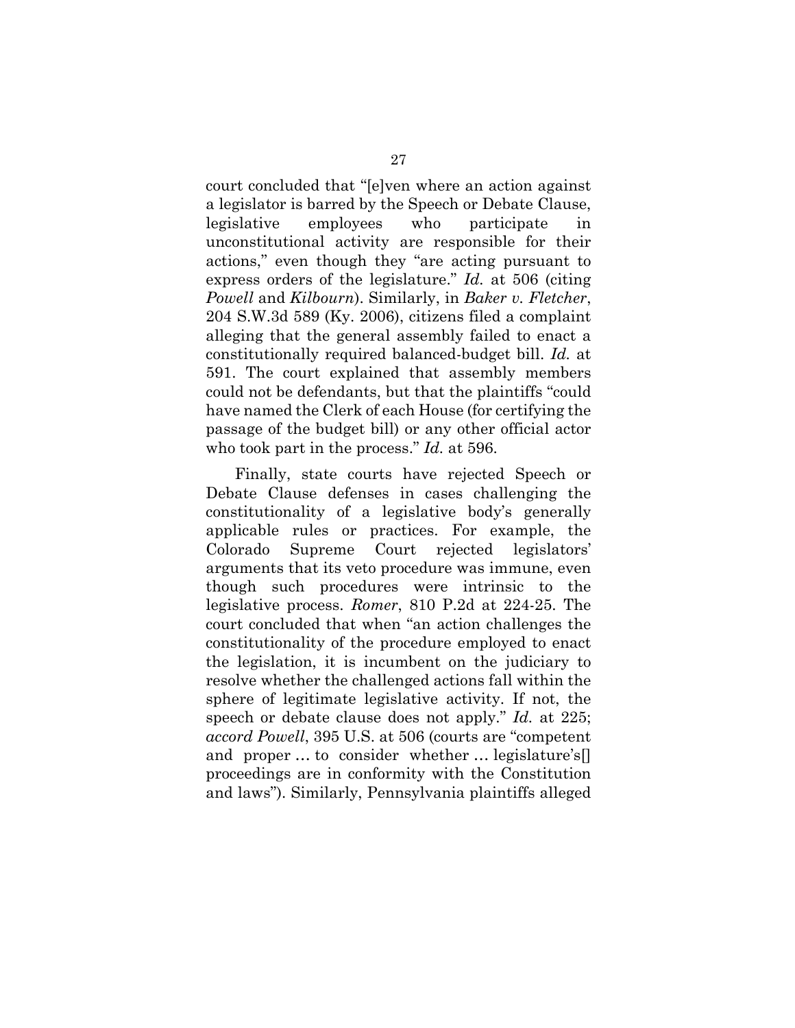court concluded that "[e]ven where an action against a legislator is barred by the Speech or Debate Clause, legislative employees who participate in unconstitutional activity are responsible for their actions," even though they "are acting pursuant to express orders of the legislature." *Id.* at 506 (citing *Powell* and *Kilbourn*). Similarly, in *Baker v. Fletcher*, 204 S.W.3d 589 (Ky. 2006), citizens filed a complaint alleging that the general assembly failed to enact a constitutionally required balanced-budget bill. *Id.* at 591. The court explained that assembly members could not be defendants, but that the plaintiffs "could have named the Clerk of each House (for certifying the passage of the budget bill) or any other official actor who took part in the process." *Id.* at 596.

Finally, state courts have rejected Speech or Debate Clause defenses in cases challenging the constitutionality of a legislative body's generally applicable rules or practices. For example, the Colorado Supreme Court rejected legislators' arguments that its veto procedure was immune, even though such procedures were intrinsic to the legislative process. *Romer*, 810 P.2d at 224-25. The court concluded that when "an action challenges the constitutionality of the procedure employed to enact the legislation, it is incumbent on the judiciary to resolve whether the challenged actions fall within the sphere of legitimate legislative activity. If not, the speech or debate clause does not apply." *Id.* at 225; *accord Powell*, 395 U.S. at 506 (courts are "competent and proper … to consider whether … legislature's[] proceedings are in conformity with the Constitution and laws"). Similarly, Pennsylvania plaintiffs alleged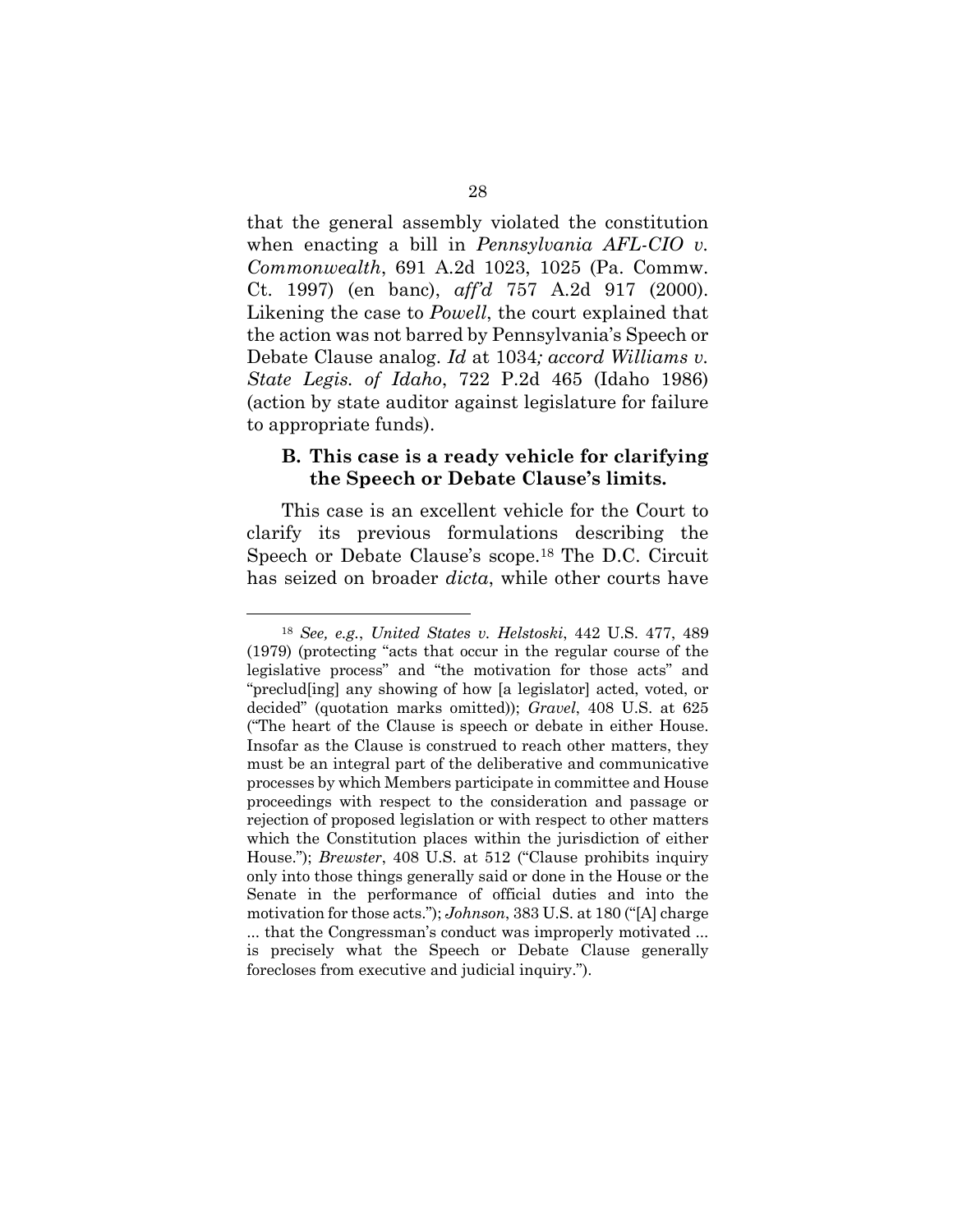that the general assembly violated the constitution when enacting a bill in *Pennsylvania AFL-CIO v. Commonwealth*, 691 A.2d 1023, 1025 (Pa. Commw. Ct. 1997) (en banc), *aff'd* 757 A.2d 917 (2000). Likening the case to *Powell*, the court explained that the action was not barred by Pennsylvania's Speech or Debate Clause analog. *Id* at 1034*; accord Williams v. State Legis. of Idaho*, 722 P.2d 465 (Idaho 1986) (action by state auditor against legislature for failure to appropriate funds).

### B. This case is a ready vehicle for clarifying the Speech or Debate Clause's limits.

This case is an excellent vehicle for the Court to clarify its previous formulations describing the Speech or Debate Clause's scope.[18] The D.C. Circuit has seized on broader *dicta*, while other courts have

---

[18] *See, e.g.*, *United States v. Helstoski*, 442 U.S. 477, 489 (1979) (protecting "acts that occur in the regular course of the legislative process" and "the motivation for those acts" and "preclud[ing] any showing of how [a legislator] acted, voted, or decided" (quotation marks omitted)); *Gravel*, 408 U.S. at 625 ("The heart of the Clause is speech or debate in either House. Insofar as the Clause is construed to reach other matters, they must be an integral part of the deliberative and communicative processes by which Members participate in committee and House proceedings with respect to the consideration and passage or rejection of proposed legislation or with respect to other matters which the Constitution places within the jurisdiction of either House."); *Brewster*, 408 U.S. at 512 ("Clause prohibits inquiry only into those things generally said or done in the House or the Senate in the performance of official duties and into the motivation for those acts."); *Johnson*, 383 U.S. at 180 ("[A] charge ... that the Congressman's conduct was improperly motivated ... is precisely what the Speech or Debate Clause generally forecloses from executive and judicial inquiry.").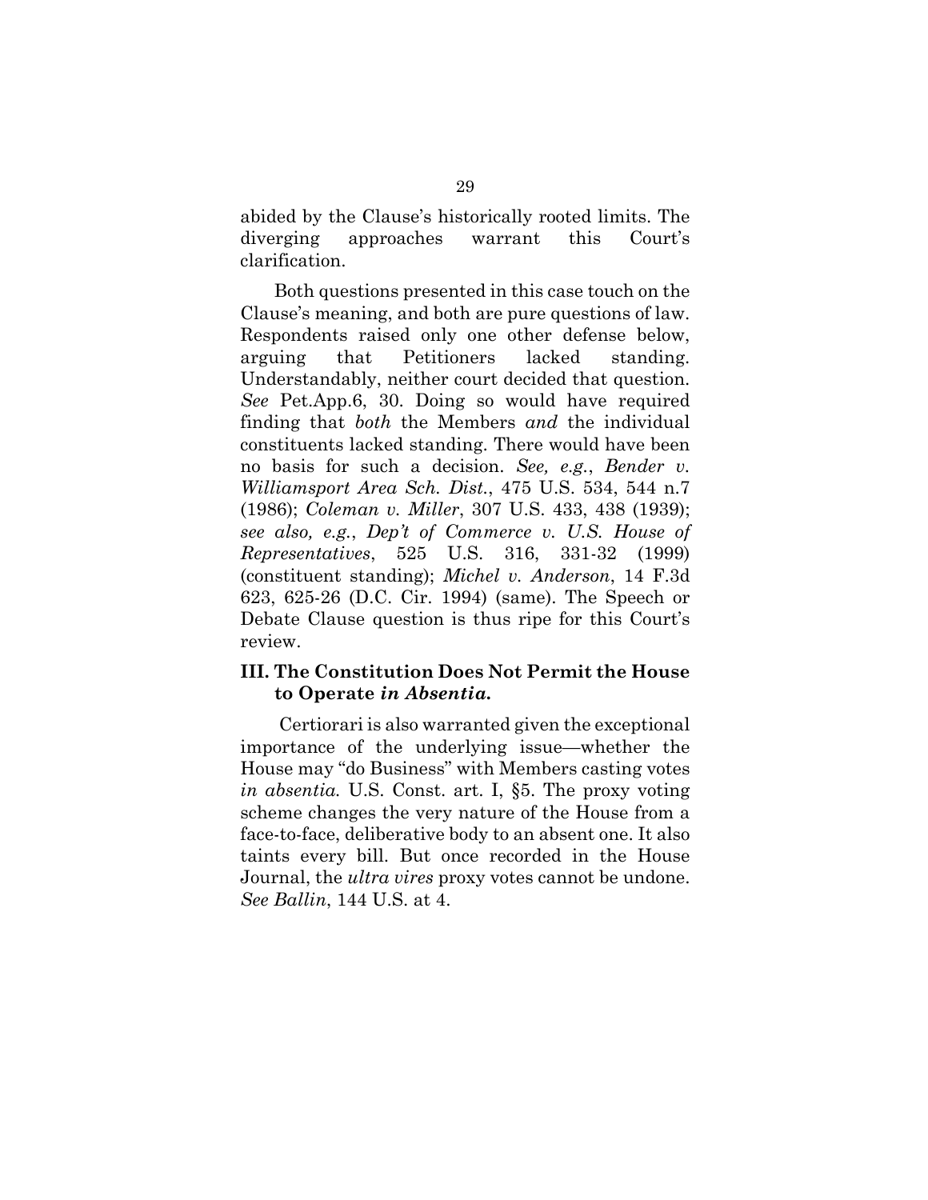abided by the Clause's historically rooted limits. The diverging approaches warrant this Court's clarification.

Both questions presented in this case touch on the Clause's meaning, and both are pure questions of law. Respondents raised only one other defense below, arguing that Petitioners lacked standing. Understandably, neither court decided that question. *See* Pet.App.6, 30. Doing so would have required finding that *both* the Members *and* the individual constituents lacked standing. There would have been no basis for such a decision. *See, e.g.*, *Bender v. Williamsport Area Sch. Dist.*, 475 U.S. 534, 544 n.7 (1986); *Coleman v. Miller*, 307 U.S. 433, 438 (1939); *see also, e.g.*, *Dep't of Commerce v. U.S. House of Representatives*, 525 U.S. 316, 331-32 (1999) (constituent standing); *Michel v. Anderson*, 14 F.3d 623, 625-26 (D.C. Cir. 1994) (same). The Speech or Debate Clause question is thus ripe for this Court's review.

### III. The Constitution Does Not Permit the House to Operate *in Absentia.*

Certiorari is also warranted given the exceptional importance of the underlying issue—whether the House may "do Business" with Members casting votes *in absentia.* U.S. Const. art. I, §5. The proxy voting scheme changes the very nature of the House from a face-to-face, deliberative body to an absent one. It also taints every bill. But once recorded in the House Journal, the *ultra vires* proxy votes cannot be undone. *See Ballin*, 144 U.S. at 4.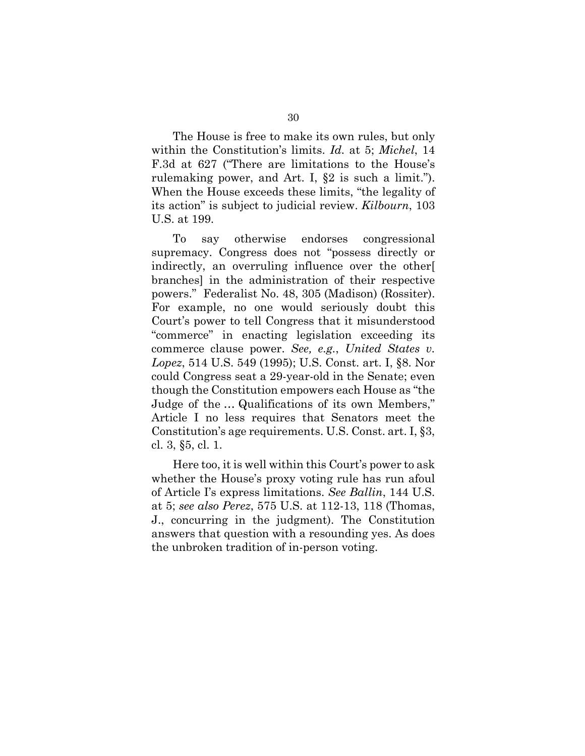The House is free to make its own rules, but only within the Constitution's limits. *Id.* at 5; *Michel*, 14 F.3d at 627 ("There are limitations to the House's rulemaking power, and Art. I, §2 is such a limit."). When the House exceeds these limits, "the legality of its action" is subject to judicial review. *Kilbourn*, 103 U.S. at 199.

To say otherwise endorses congressional supremacy. Congress does not "possess directly or indirectly, an overruling influence over the other[ branches] in the administration of their respective powers." Federalist No. 48, 305 (Madison) (Rossiter). For example, no one would seriously doubt this Court's power to tell Congress that it misunderstood "commerce" in enacting legislation exceeding its commerce clause power. *See, e.g.*, *United States v. Lopez*, 514 U.S. 549 (1995); U.S. Const. art. I, §8. Nor could Congress seat a 29-year-old in the Senate; even though the Constitution empowers each House as "the Judge of the … Qualifications of its own Members," Article I no less requires that Senators meet the Constitution's age requirements. U.S. Const. art. I, §3, cl. 3, §5, cl. 1.

Here too, it is well within this Court's power to ask whether the House's proxy voting rule has run afoul of Article I's express limitations. *See Ballin*, 144 U.S. at 5; *see also Perez*, 575 U.S. at 112-13, 118 (Thomas, J., concurring in the judgment). The Constitution answers that question with a resounding yes. As does the unbroken tradition of in-person voting.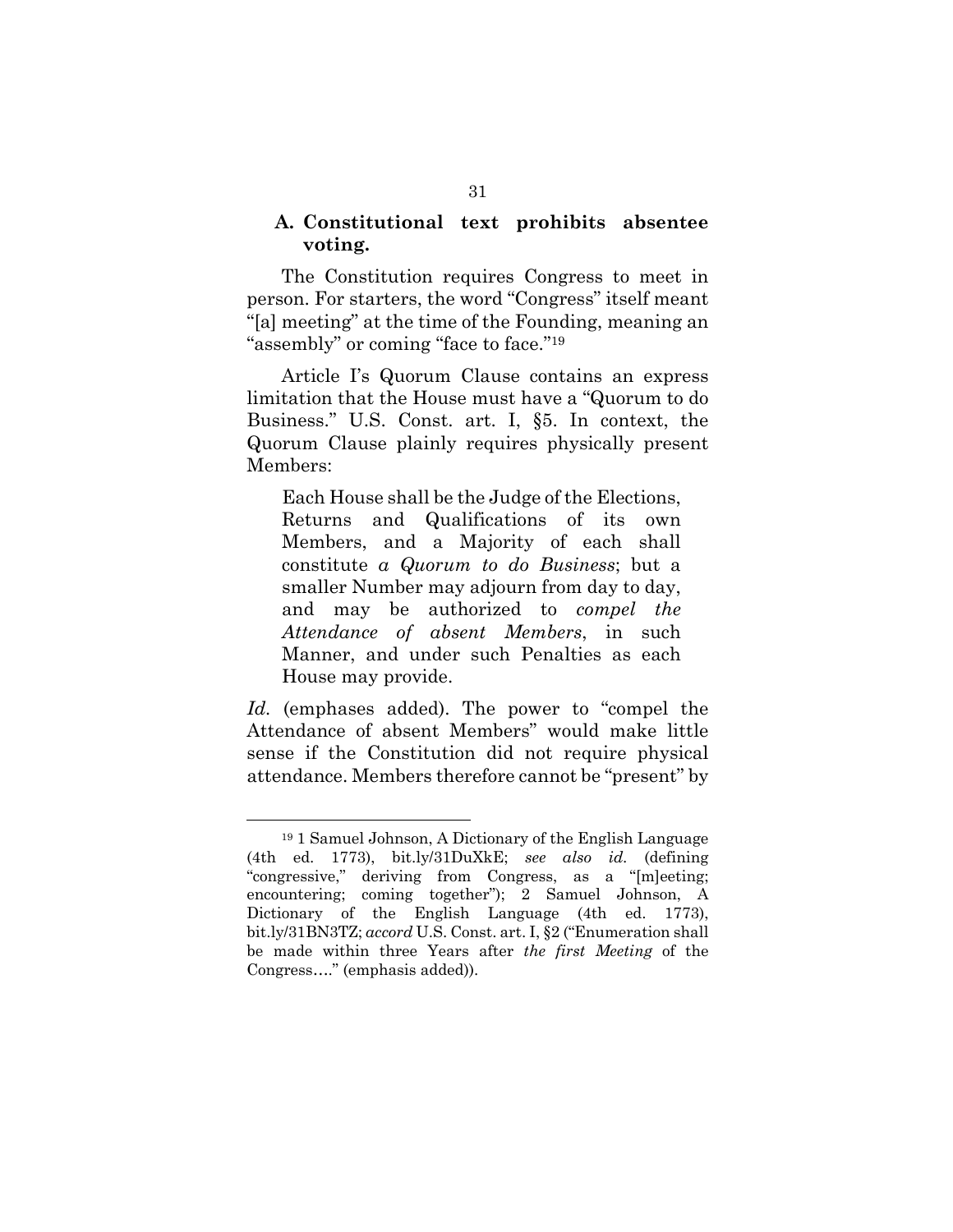### A. Constitutional text prohibits absentee voting.

The Constitution requires Congress to meet in person. For starters, the word "Congress" itself meant "[a] meeting" at the time of the Founding, meaning an "assembly" or coming "face to face."[19]

Article I's Quorum Clause contains an express limitation that the House must have a "Quorum to do Business." U.S. Const. art. I, §5. In context, the Quorum Clause plainly requires physically present Members:

> Each House shall be the Judge of the Elections, Returns and Qualifications of its own Members, and a Majority of each shall constitute *a Quorum to do Business*; but a smaller Number may adjourn from day to day, and may be authorized to *compel the Attendance of absent Members*, in such Manner, and under such Penalties as each House may provide.

*Id.* (emphases added). The power to "compel the Attendance of absent Members" would make little sense if the Constitution did not require physical attendance. Members therefore cannot be "present" by

---

[19] 1 Samuel Johnson, A Dictionary of the English Language (4th ed. 1773), bit.ly/31DuXkE; *see also id.* (defining "congressive," deriving from Congress, as a "[m]eeting; encountering; coming together"); 2 Samuel Johnson, A Dictionary of the English Language (4th ed. 1773), bit.ly/31BN3TZ; *accord* U.S. Const. art. I, §2 ("Enumeration shall be made within three Years after *the first Meeting* of the Congress…." (emphasis added)).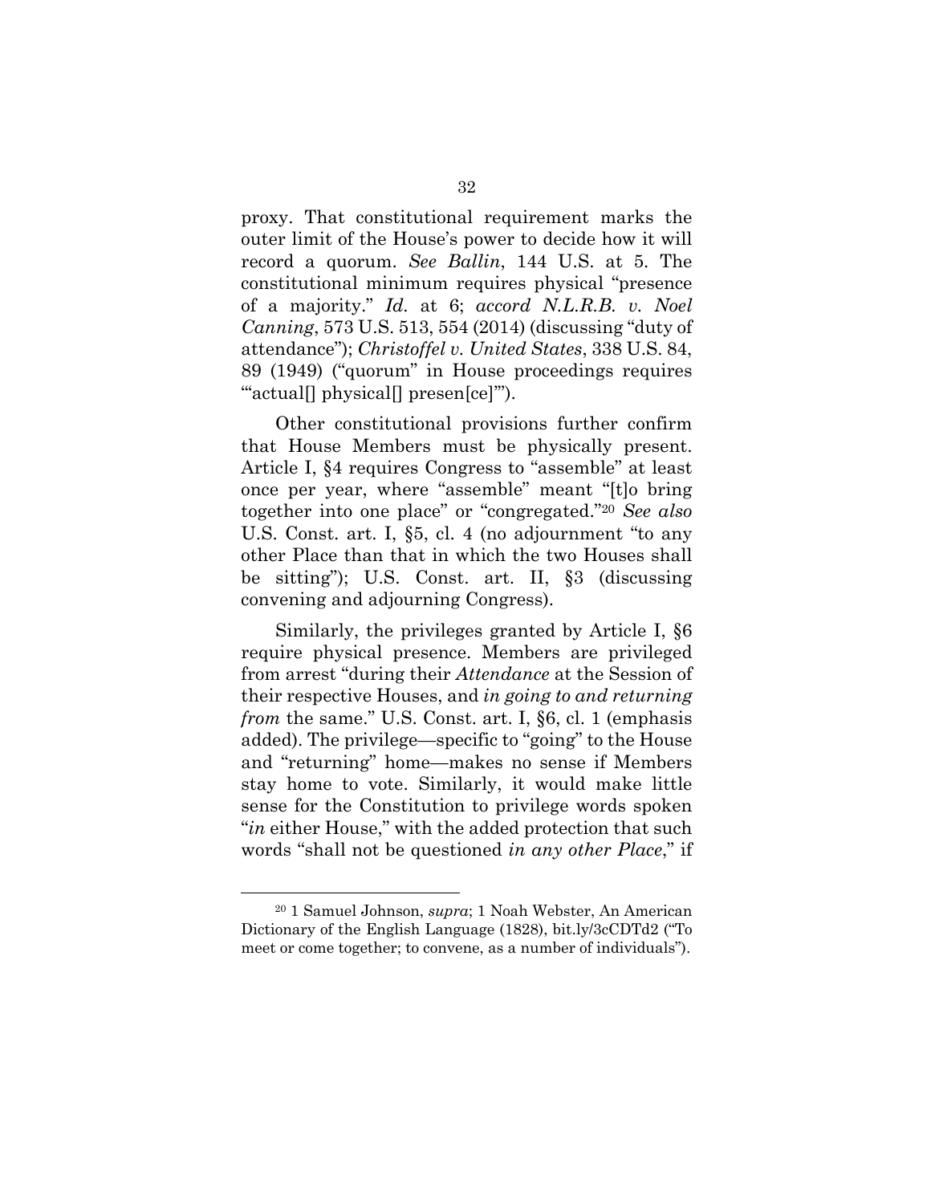proxy. That constitutional requirement marks the outer limit of the House's power to decide how it will record a quorum. *See Ballin*, 144 U.S. at 5. The constitutional minimum requires physical "presence of a majority." *Id.* at 6; *accord N.L.R.B. v. Noel Canning*, 573 U.S. 513, 554 (2014) (discussing "duty of attendance"); *Christoffel v. United States*, 338 U.S. 84, 89 (1949) ("quorum" in House proceedings requires "'actual[] physical[] presen[ce]'").

Other constitutional provisions further confirm that House Members must be physically present. Article I, §4 requires Congress to "assemble" at least once per year, where "assemble" meant "[t]o bring together into one place" or "congregated."[20] *See also* U.S. Const. art. I, §5, cl. 4 (no adjournment "to any other Place than that in which the two Houses shall be sitting"); U.S. Const. art. II, §3 (discussing convening and adjourning Congress).

Similarly, the privileges granted by Article I, §6 require physical presence. Members are privileged from arrest "during their *Attendance* at the Session of their respective Houses, and *in going to and returning from* the same." U.S. Const. art. I, §6, cl. 1 (emphasis added). The privilege—specific to "going" to the House and "returning" home—makes no sense if Members stay home to vote. Similarly, it would make little sense for the Constitution to privilege words spoken "*in* either House," with the added protection that such words "shall not be questioned *in any other Place*," if

---

[20] 1 Samuel Johnson, *supra*; 1 Noah Webster, An American Dictionary of the English Language (1828), bit.ly/3cCDTd2 ("To meet or come together; to convene, as a number of individuals").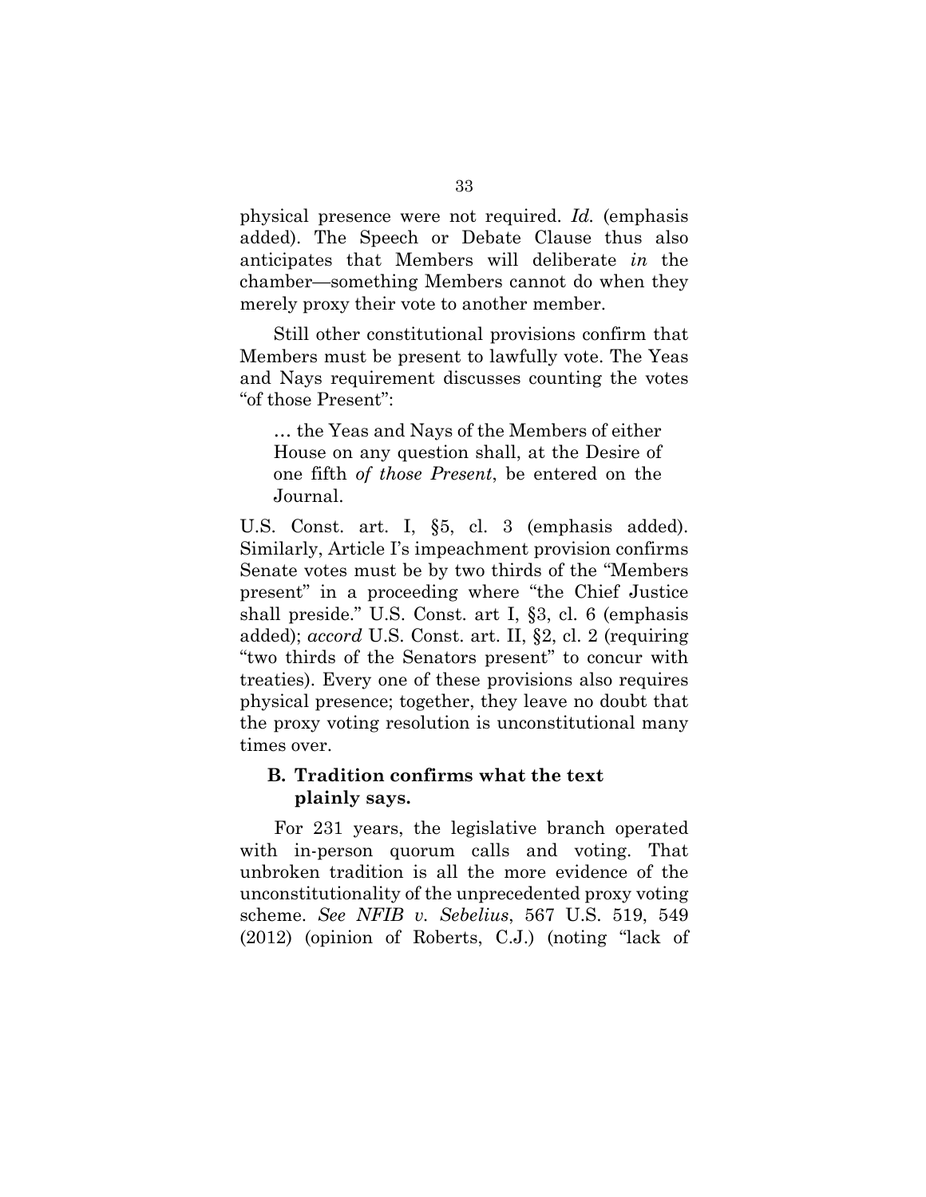physical presence were not required. *Id.* (emphasis added). The Speech or Debate Clause thus also anticipates that Members will deliberate *in* the chamber—something Members cannot do when they merely proxy their vote to another member.

Still other constitutional provisions confirm that Members must be present to lawfully vote. The Yeas and Nays requirement discusses counting the votes "of those Present":

> … the Yeas and Nays of the Members of either House on any question shall, at the Desire of one fifth *of those Present*, be entered on the Journal.

U.S. Const. art. I, §5, cl. 3 (emphasis added). Similarly, Article I's impeachment provision confirms Senate votes must be by two thirds of the "Members present" in a proceeding where "the Chief Justice shall preside." U.S. Const. art I, §3, cl. 6 (emphasis added); *accord* U.S. Const. art. II, §2, cl. 2 (requiring "two thirds of the Senators present" to concur with treaties). Every one of these provisions also requires physical presence; together, they leave no doubt that the proxy voting resolution is unconstitutional many times over.

### B. Tradition confirms what the text plainly says.

For 231 years, the legislative branch operated with in-person quorum calls and voting. That unbroken tradition is all the more evidence of the unconstitutionality of the unprecedented proxy voting scheme. *See NFIB v. Sebelius*, 567 U.S. 519, 549 (2012) (opinion of Roberts, C.J.) (noting "lack of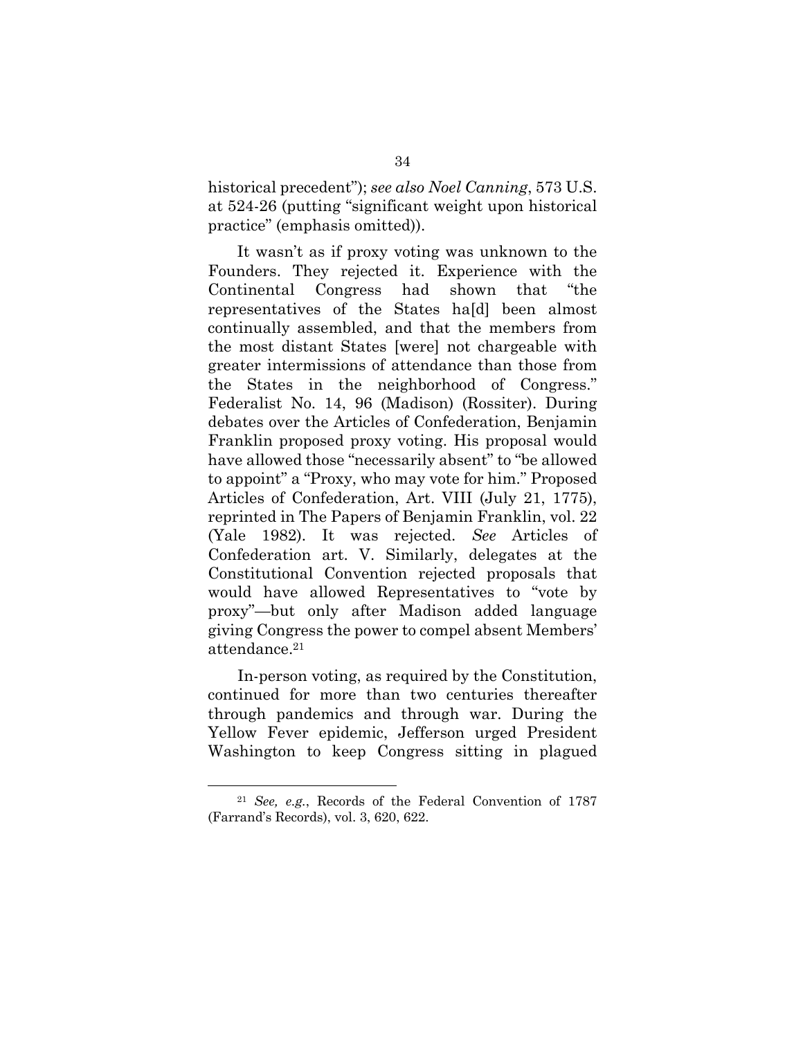historical precedent"); *see also Noel Canning*, 573 U.S. at 524-26 (putting "significant weight upon historical practice" (emphasis omitted)).

It wasn't as if proxy voting was unknown to the Founders. They rejected it. Experience with the Continental Congress had shown that "the representatives of the States ha[d] been almost continually assembled, and that the members from the most distant States [were] not chargeable with greater intermissions of attendance than those from the States in the neighborhood of Congress." Federalist No. 14, 96 (Madison) (Rossiter). During debates over the Articles of Confederation, Benjamin Franklin proposed proxy voting. His proposal would have allowed those "necessarily absent" to "be allowed to appoint" a "Proxy, who may vote for him." Proposed Articles of Confederation, Art. VIII (July 21, 1775), reprinted in The Papers of Benjamin Franklin, vol. 22 (Yale 1982). It was rejected. *See* Articles of Confederation art. V. Similarly, delegates at the Constitutional Convention rejected proposals that would have allowed Representatives to "vote by proxy"—but only after Madison added language giving Congress the power to compel absent Members' attendance.[21]

In-person voting, as required by the Constitution, continued for more than two centuries thereafter through pandemics and through war. During the Yellow Fever epidemic, Jefferson urged President Washington to keep Congress sitting in plagued

---

[21] *See, e.g.*, Records of the Federal Convention of 1787 (Farrand's Records), vol. 3, 620, 622.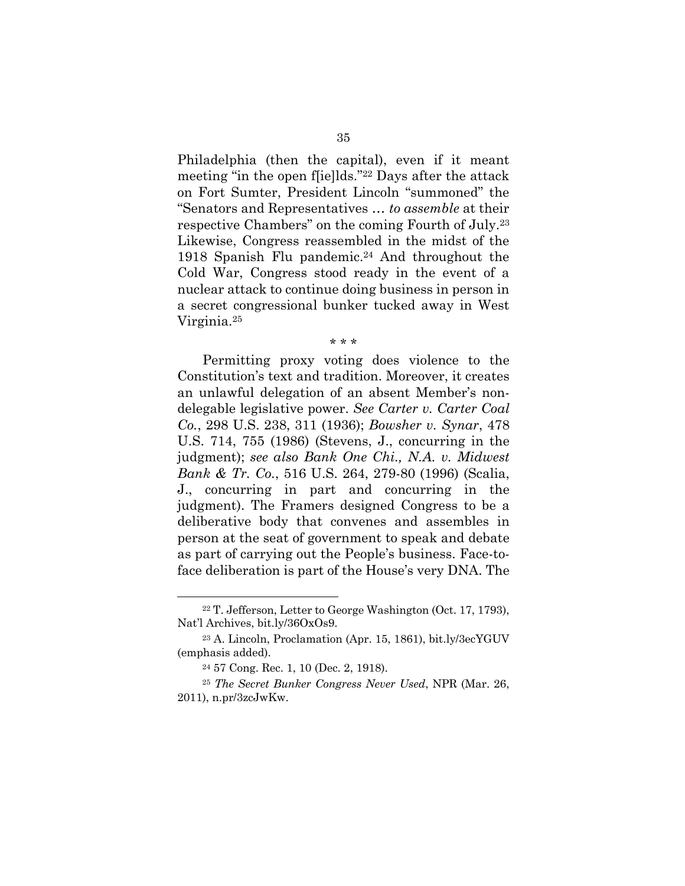Philadelphia (then the capital), even if it meant meeting "in the open f[ie]lds."[22] Days after the attack on Fort Sumter, President Lincoln "summoned" the "Senators and Representatives … *to assemble* at their respective Chambers" on the coming Fourth of July.[23] Likewise, Congress reassembled in the midst of the 1918 Spanish Flu pandemic.[24] And throughout the Cold War, Congress stood ready in the event of a nuclear attack to continue doing business in person in a secret congressional bunker tucked away in West Virginia.[25]

\* \* \*

Permitting proxy voting does violence to the Constitution's text and tradition. Moreover, it creates an unlawful delegation of an absent Member's non-delegable legislative power. *See Carter v. Carter Coal Co.*, 298 U.S. 238, 311 (1936); *Bowsher v. Synar*, 478 U.S. 714, 755 (1986) (Stevens, J., concurring in the judgment); *see also Bank One Chi., N.A. v. Midwest Bank & Tr. Co.*, 516 U.S. 264, 279-80 (1996) (Scalia, J., concurring in part and concurring in the judgment). The Framers designed Congress to be a deliberative body that convenes and assembles in person at the seat of government to speak and debate as part of carrying out the People's business. Face-to-face deliberation is part of the House's very DNA. The

---

[22] T. Jefferson, Letter to George Washington (Oct. 17, 1793), Nat'l Archives, bit.ly/36OxOs9.

[23] A. Lincoln, Proclamation (Apr. 15, 1861), bit.ly/3ecYGUV (emphasis added).

[24] 57 Cong. Rec. 1, 10 (Dec. 2, 1918).

[25] *The Secret Bunker Congress Never Used*, NPR (Mar. 26, 2011), n.pr/3zcJwKw.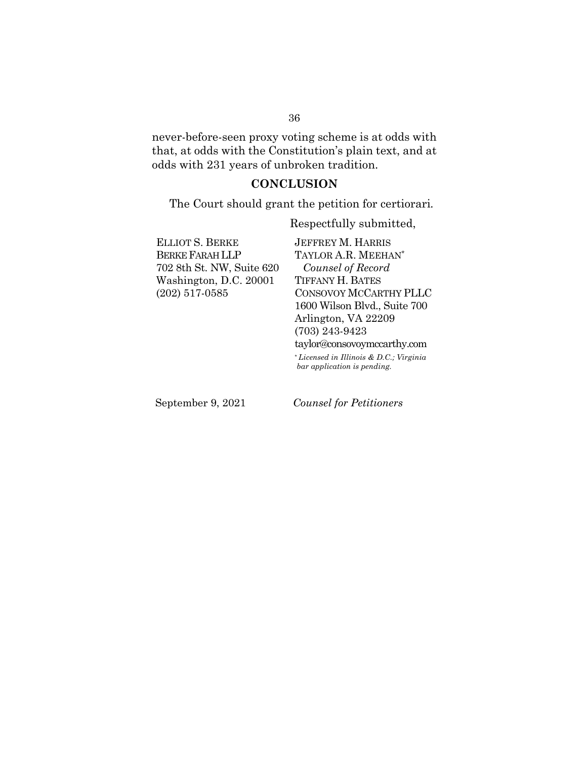never-before-seen proxy voting scheme is at odds with that, at odds with the Constitution's plain text, and at odds with 231 years of unbroken tradition.

## CONCLUSION

The Court should grant the petition for certiorari.

Respectfully submitted,

ELLIOT S. BERKE
BERKE FARAH LLP
702 8th St. NW, Suite 620
Washington, D.C. 20001
(202) 517-0585

JEFFREY M. HARRIS
TAYLOR A.R. MEEHAN*
*Counsel of Record*
TIFFANY H. BATES
CONSOVOY MCCARTHY PLLC
1600 Wilson Blvd., Suite 700
Arlington, VA 22209
(703) 243-9423
taylor@consovoymccarthy.com

\* *Licensed in Illinois & D.C.; Virginia bar application is pending.*

September 9, 2021

*Counsel for Petitioners*